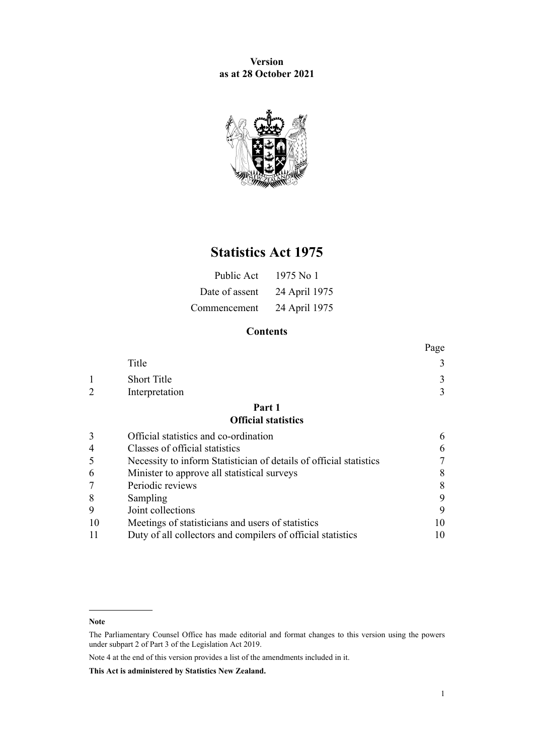**Version**
**as at 28 October 2021**

# Statistics Act 1975

| | |
|---|---|
| Public Act | 1975 No 1 |
| Date of assent | 24 April 1975 |
| Commencement | 24 April 1975 |

## Contents

| | | Page |
|---|---|---|
| | Title | 3 |
| 1 | Short Title | 3 |
| 2 | Interpretation | 3 |
| | **Part 1** **Official statistics** | |
| 3 | Official statistics and co-ordination | 6 |
| 4 | Classes of official statistics | 6 |
| 5 | Necessity to inform Statistician of details of official statistics | 7 |
| 6 | Minister to approve all statistical surveys | 8 |
| 7 | Periodic reviews | 8 |
| 8 | Sampling | 9 |
| 9 | Joint collections | 9 |
| 10 | Meetings of statisticians and users of statistics | 10 |
| 11 | Duty of all collectors and compilers of official statistics | 10 |

**Note**

The Parliamentary Counsel Office has made editorial and format changes to this version using the powers under subpart 2 of Part 3 of the Legislation Act 2019.

Note 4 at the end of this version provides a list of the amendments included in it.

**This Act is administered by Statistics New Zealand.**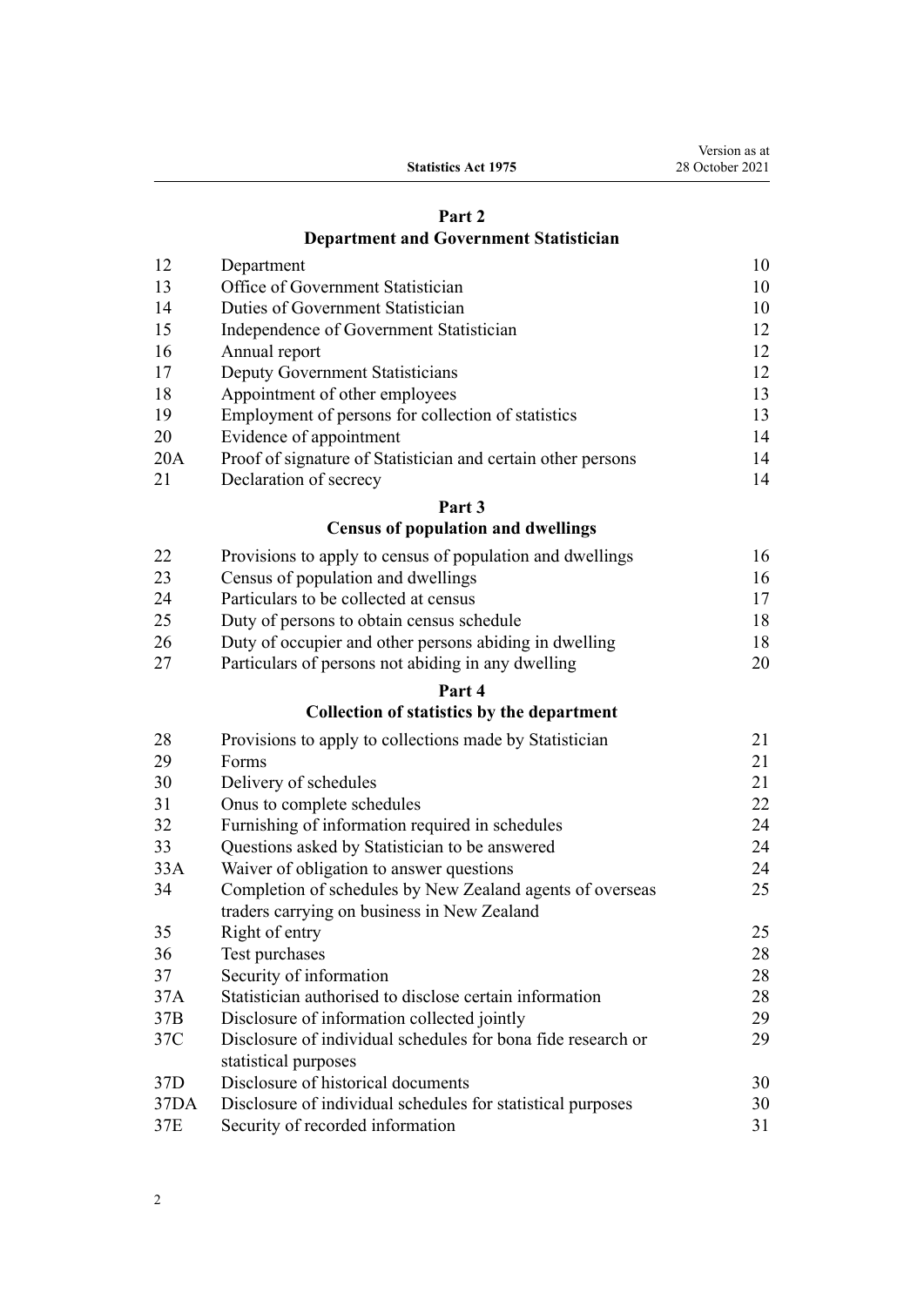## Part 2
## Department and Government Statistician

| | | |
|---|---|---|
| 12 | Department | 10 |
| 13 | Office of Government Statistician | 10 |
| 14 | Duties of Government Statistician | 10 |
| 15 | Independence of Government Statistician | 12 |
| 16 | Annual report | 12 |
| 17 | Deputy Government Statisticians | 12 |
| 18 | Appointment of other employees | 13 |
| 19 | Employment of persons for collection of statistics | 13 |
| 20 | Evidence of appointment | 14 |
| 20A | Proof of signature of Statistician and certain other persons | 14 |
| 21 | Declaration of secrecy | 14 |

## Part 3
## Census of population and dwellings

| | | |
|---|---|---|
| 22 | Provisions to apply to census of population and dwellings | 16 |
| 23 | Census of population and dwellings | 16 |
| 24 | Particulars to be collected at census | 17 |
| 25 | Duty of persons to obtain census schedule | 18 |
| 26 | Duty of occupier and other persons abiding in dwelling | 18 |
| 27 | Particulars of persons not abiding in any dwelling | 20 |

## Part 4
## Collection of statistics by the department

| | | |
|---|---|---|
| 28 | Provisions to apply to collections made by Statistician | 21 |
| 29 | Forms | 21 |
| 30 | Delivery of schedules | 21 |
| 31 | Onus to complete schedules | 22 |
| 32 | Furnishing of information required in schedules | 24 |
| 33 | Questions asked by Statistician to be answered | 24 |
| 33A | Waiver of obligation to answer questions | 24 |
| 34 | Completion of schedules by New Zealand agents of overseas traders carrying on business in New Zealand | 25 |
| 35 | Right of entry | 25 |
| 36 | Test purchases | 28 |
| 37 | Security of information | 28 |
| 37A | Statistician authorised to disclose certain information | 28 |
| 37B | Disclosure of information collected jointly | 29 |
| 37C | Disclosure of individual schedules for bona fide research or statistical purposes | 29 |
| 37D | Disclosure of historical documents | 30 |
| 37DA | Disclosure of individual schedules for statistical purposes | 30 |
| 37E | Security of recorded information | 31 |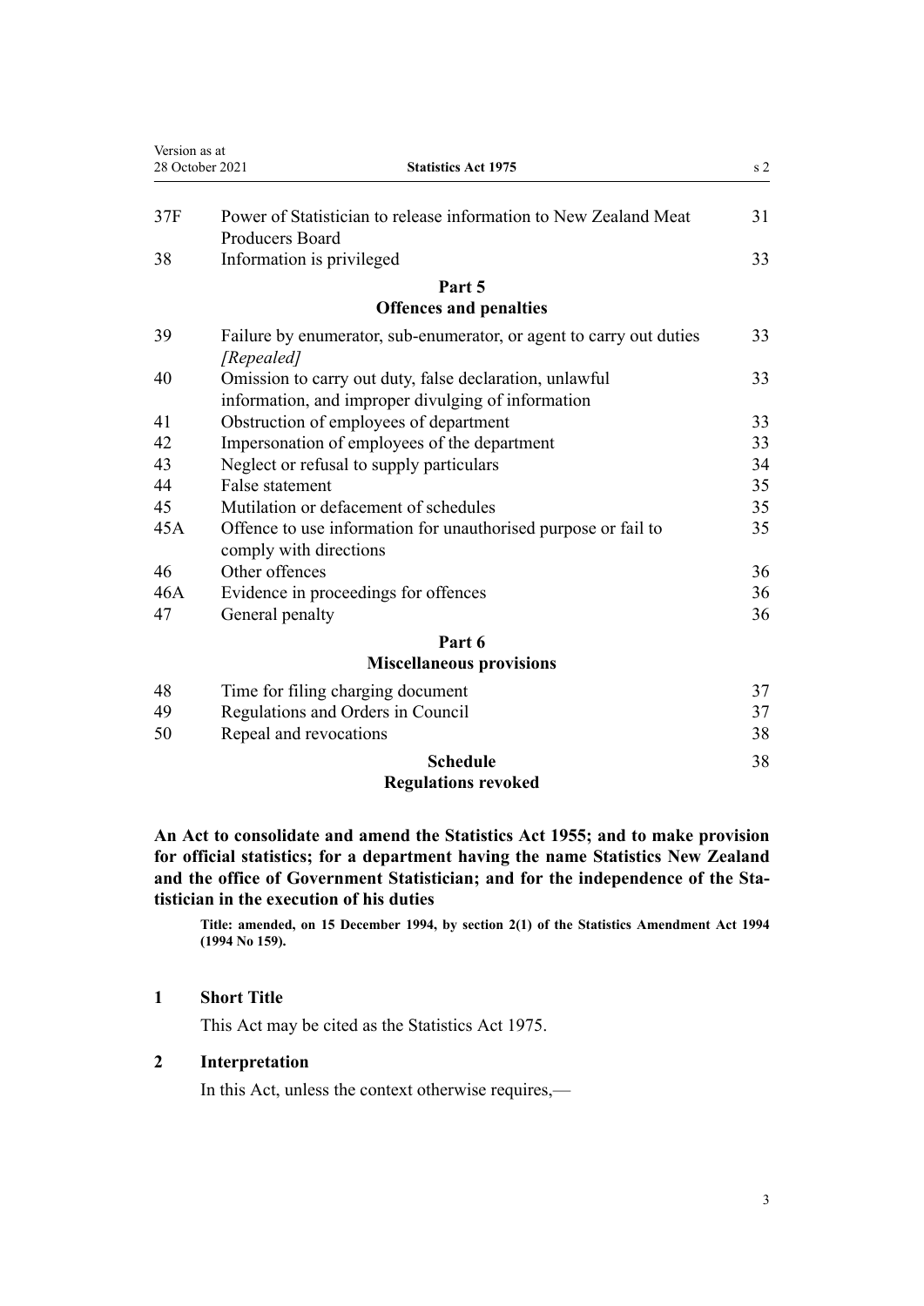| | | |
|---|---|---|
| 37F | Power of Statistician to release information to New Zealand Meat Producers Board | 31 |
| 38 | Information is privileged | 33 |
| | **Part 5** **Offences and penalties** | |
| 39 | Failure by enumerator, sub-enumerator, or agent to carry out duties *[Repealed]* | 33 |
| 40 | Omission to carry out duty, false declaration, unlawful information, and improper divulging of information | 33 |
| 41 | Obstruction of employees of department | 33 |
| 42 | Impersonation of employees of the department | 33 |
| 43 | Neglect or refusal to supply particulars | 34 |
| 44 | False statement | 35 |
| 45 | Mutilation or defacement of schedules | 35 |
| 45A | Offence to use information for unauthorised purpose or fail to comply with directions | 35 |
| 46 | Other offences | 36 |
| 46A | Evidence in proceedings for offences | 36 |
| 47 | General penalty | 36 |
| | **Part 6** **Miscellaneous provisions** | |
| 48 | Time for filing charging document | 37 |
| 49 | Regulations and Orders in Council | 37 |
| 50 | Repeal and revocations | 38 |
| | **Schedule** **Regulations revoked** | 38 |

**An Act to consolidate and amend the Statistics Act 1955; and to make provision for official statistics; for a department having the name Statistics New Zealand and the office of Government Statistician; and for the independence of the Statistician in the execution of his duties**

**Title: amended, on 15 December 1994, by section 2(1) of the Statistics Amendment Act 1994 (1994 No 159).**

## 1 Short Title

This Act may be cited as the Statistics Act 1975.

## 2 Interpretation

In this Act, unless the context otherwise requires,—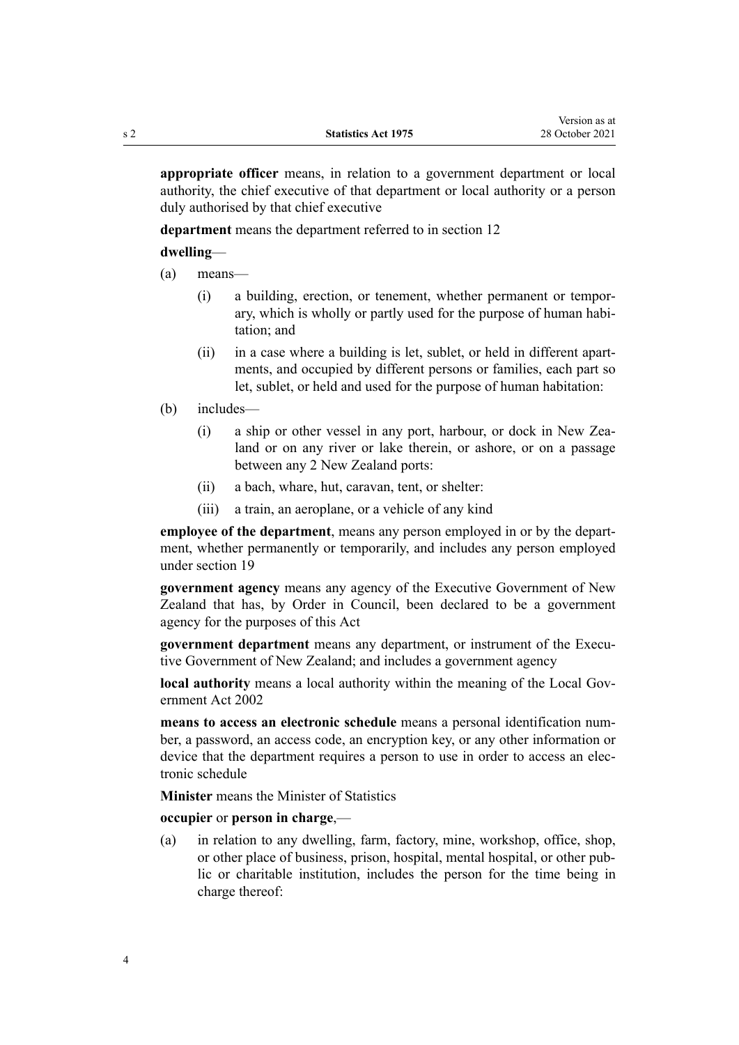**appropriate officer** means, in relation to a government department or local authority, the chief executive of that department or local authority or a person duly authorised by that chief executive

**department** means the department referred to in section 12

**dwelling**—

(a) means—

  (i) a building, erection, or tenement, whether permanent or temporary, which is wholly or partly used for the purpose of human habitation; and

  (ii) in a case where a building is let, sublet, or held in different apartments, and occupied by different persons or families, each part so let, sublet, or held and used for the purpose of human habitation:

(b) includes—

  (i) a ship or other vessel in any port, harbour, or dock in New Zealand or on any river or lake therein, or ashore, or on a passage between any 2 New Zealand ports:

  (ii) a bach, whare, hut, caravan, tent, or shelter:

  (iii) a train, an aeroplane, or a vehicle of any kind

**employee of the department**, means any person employed in or by the department, whether permanently or temporarily, and includes any person employed under section 19

**government agency** means any agency of the Executive Government of New Zealand that has, by Order in Council, been declared to be a government agency for the purposes of this Act

**government department** means any department, or instrument of the Executive Government of New Zealand; and includes a government agency

**local authority** means a local authority within the meaning of the Local Government Act 2002

**means to access an electronic schedule** means a personal identification number, a password, an access code, an encryption key, or any other information or device that the department requires a person to use in order to access an electronic schedule

**Minister** means the Minister of Statistics

**occupier** or **person in charge**,—

(a) in relation to any dwelling, farm, factory, mine, workshop, office, shop, or other place of business, prison, hospital, mental hospital, or other public or charitable institution, includes the person for the time being in charge thereof: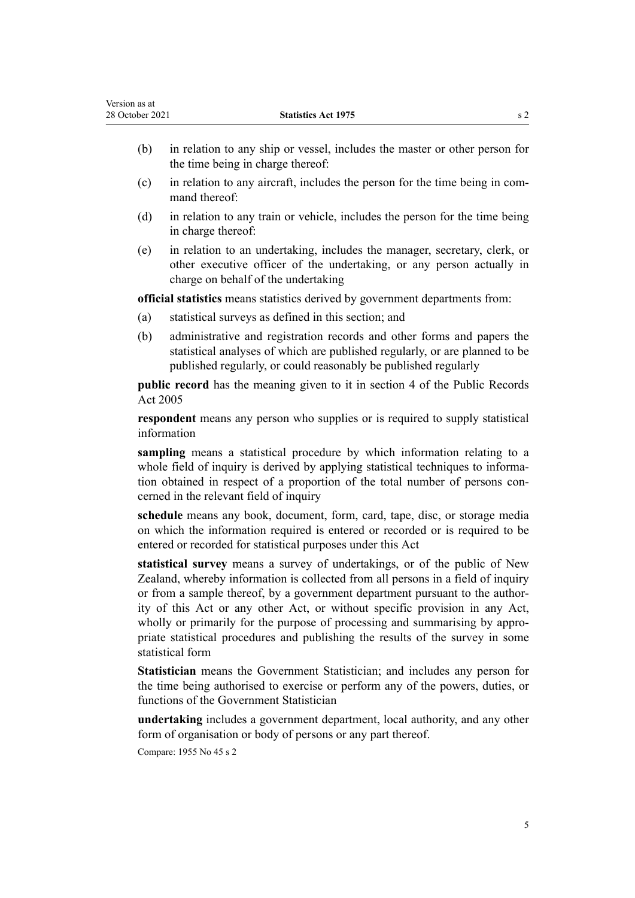(b) in relation to any ship or vessel, includes the master or other person for the time being in charge thereof:

(c) in relation to any aircraft, includes the person for the time being in command thereof:

(d) in relation to any train or vehicle, includes the person for the time being in charge thereof:

(e) in relation to an undertaking, includes the manager, secretary, clerk, or other executive officer of the undertaking, or any person actually in charge on behalf of the undertaking

**official statistics** means statistics derived by government departments from:

(a) statistical surveys as defined in this section; and

(b) administrative and registration records and other forms and papers the statistical analyses of which are published regularly, or are planned to be published regularly, or could reasonably be published regularly

**public record** has the meaning given to it in section 4 of the Public Records Act 2005

**respondent** means any person who supplies or is required to supply statistical information

**sampling** means a statistical procedure by which information relating to a whole field of inquiry is derived by applying statistical techniques to information obtained in respect of a proportion of the total number of persons concerned in the relevant field of inquiry

**schedule** means any book, document, form, card, tape, disc, or storage media on which the information required is entered or recorded or is required to be entered or recorded for statistical purposes under this Act

**statistical survey** means a survey of undertakings, or of the public of New Zealand, whereby information is collected from all persons in a field of inquiry or from a sample thereof, by a government department pursuant to the authority of this Act or any other Act, or without specific provision in any Act, wholly or primarily for the purpose of processing and summarising by appropriate statistical procedures and publishing the results of the survey in some statistical form

**Statistician** means the Government Statistician; and includes any person for the time being authorised to exercise or perform any of the powers, duties, or functions of the Government Statistician

**undertaking** includes a government department, local authority, and any other form of organisation or body of persons or any part thereof.

Compare: 1955 No 45 s 2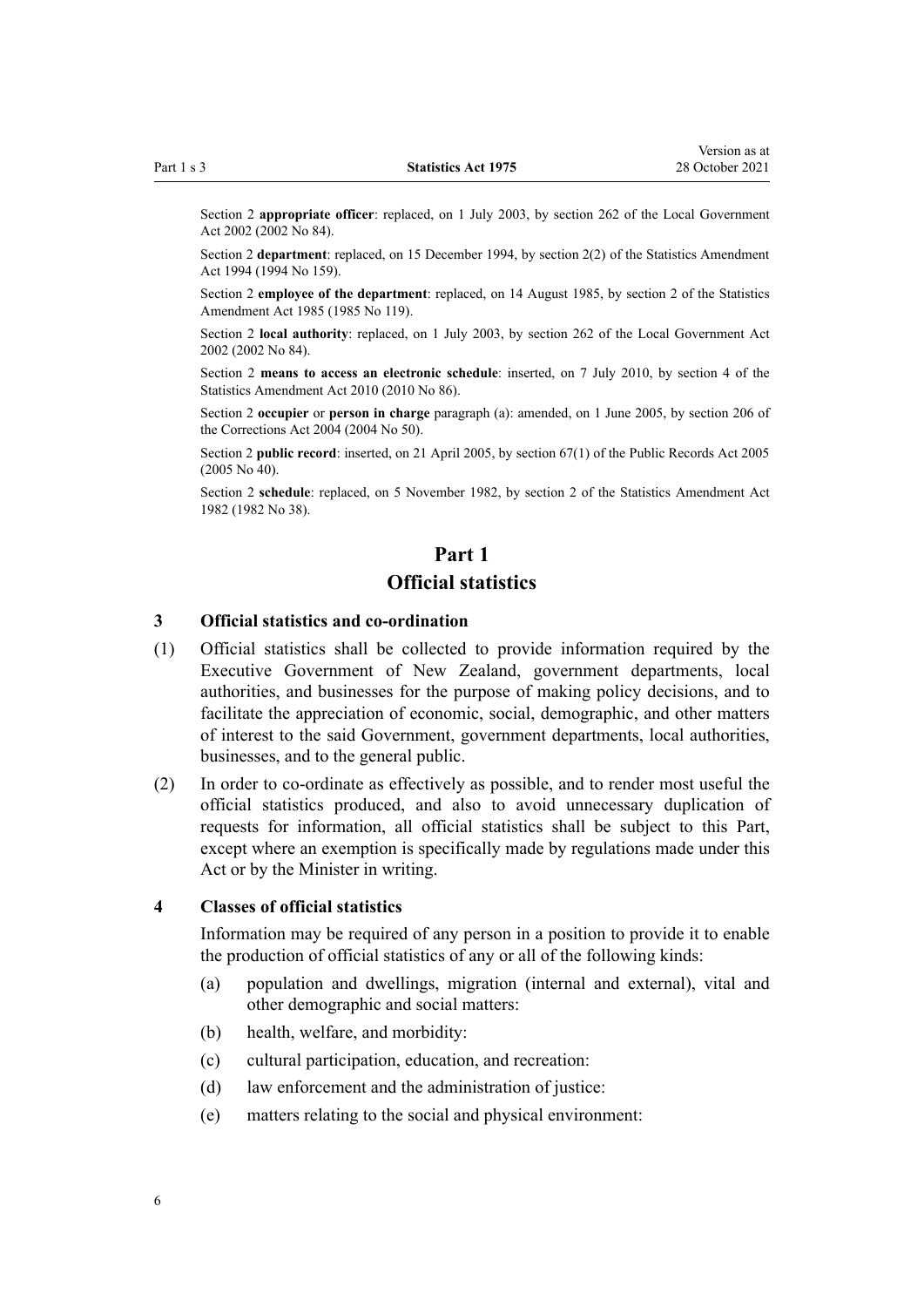Section 2 **appropriate officer**: replaced, on 1 July 2003, by section 262 of the Local Government Act 2002 (2002 No 84).

Section 2 **department**: replaced, on 15 December 1994, by section 2(2) of the Statistics Amendment Act 1994 (1994 No 159).

Section 2 **employee of the department**: replaced, on 14 August 1985, by section 2 of the Statistics Amendment Act 1985 (1985 No 119).

Section 2 **local authority**: replaced, on 1 July 2003, by section 262 of the Local Government Act 2002 (2002 No 84).

Section 2 **means to access an electronic schedule**: inserted, on 7 July 2010, by section 4 of the Statistics Amendment Act 2010 (2010 No 86).

Section 2 **occupier** or **person in charge** paragraph (a): amended, on 1 June 2005, by section 206 of the Corrections Act 2004 (2004 No 50).

Section 2 **public record**: inserted, on 21 April 2005, by section 67(1) of the Public Records Act 2005 (2005 No 40).

Section 2 **schedule**: replaced, on 5 November 1982, by section 2 of the Statistics Amendment Act 1982 (1982 No 38).

# Part 1
# Official statistics

### 3 Official statistics and co-ordination

(1) Official statistics shall be collected to provide information required by the Executive Government of New Zealand, government departments, local authorities, and businesses for the purpose of making policy decisions, and to facilitate the appreciation of economic, social, demographic, and other matters of interest to the said Government, government departments, local authorities, businesses, and to the general public.

(2) In order to co-ordinate as effectively as possible, and to render most useful the official statistics produced, and also to avoid unnecessary duplication of requests for information, all official statistics shall be subject to this Part, except where an exemption is specifically made by regulations made under this Act or by the Minister in writing.

### 4 Classes of official statistics

Information may be required of any person in a position to provide it to enable the production of official statistics of any or all of the following kinds:

(a) population and dwellings, migration (internal and external), vital and other demographic and social matters:

(b) health, welfare, and morbidity:

(c) cultural participation, education, and recreation:

(d) law enforcement and the administration of justice:

(e) matters relating to the social and physical environment: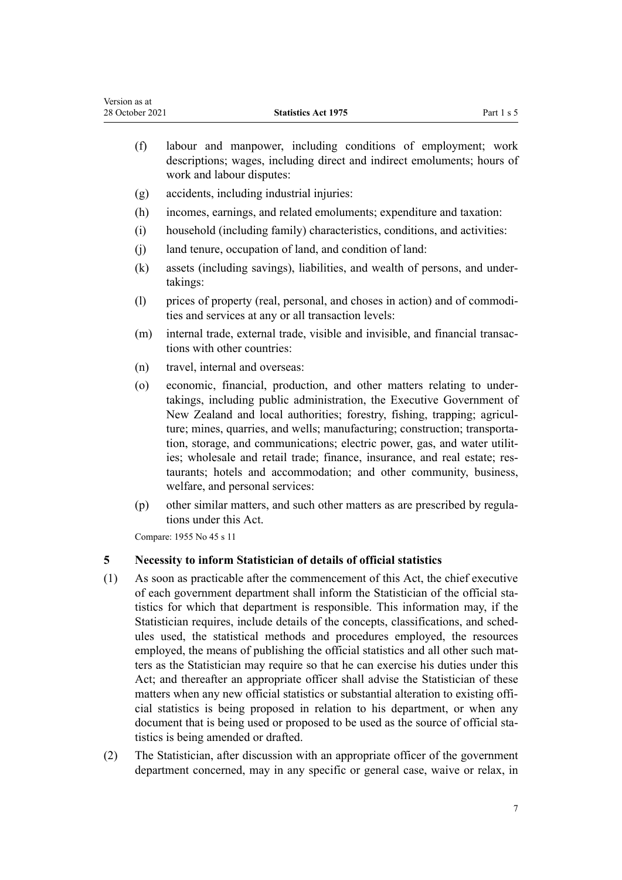(f) labour and manpower, including conditions of employment; work descriptions; wages, including direct and indirect emoluments; hours of work and labour disputes:

(g) accidents, including industrial injuries:

(h) incomes, earnings, and related emoluments; expenditure and taxation:

(i) household (including family) characteristics, conditions, and activities:

(j) land tenure, occupation of land, and condition of land:

(k) assets (including savings), liabilities, and wealth of persons, and undertakings:

(l) prices of property (real, personal, and choses in action) and of commodities and services at any or all transaction levels:

(m) internal trade, external trade, visible and invisible, and financial transactions with other countries:

(n) travel, internal and overseas:

(o) economic, financial, production, and other matters relating to undertakings, including public administration, the Executive Government of New Zealand and local authorities; forestry, fishing, trapping; agriculture; mines, quarries, and wells; manufacturing; construction; transportation, storage, and communications; electric power, gas, and water utilities; wholesale and retail trade; finance, insurance, and real estate; restaurants; hotels and accommodation; and other community, business, welfare, and personal services:

(p) other similar matters, and such other matters as are prescribed by regulations under this Act.

Compare: 1955 No 45 s 11

### 5 Necessity to inform Statistician of details of official statistics

(1) As soon as practicable after the commencement of this Act, the chief executive of each government department shall inform the Statistician of the official statistics for which that department is responsible. This information may, if the Statistician requires, include details of the concepts, classifications, and schedules used, the statistical methods and procedures employed, the resources employed, the means of publishing the official statistics and all other such matters as the Statistician may require so that he can exercise his duties under this Act; and thereafter an appropriate officer shall advise the Statistician of these matters when any new official statistics or substantial alteration to existing official statistics is being proposed in relation to his department, or when any document that is being used or proposed to be used as the source of official statistics is being amended or drafted.

(2) The Statistician, after discussion with an appropriate officer of the government department concerned, may in any specific or general case, waive or relax, in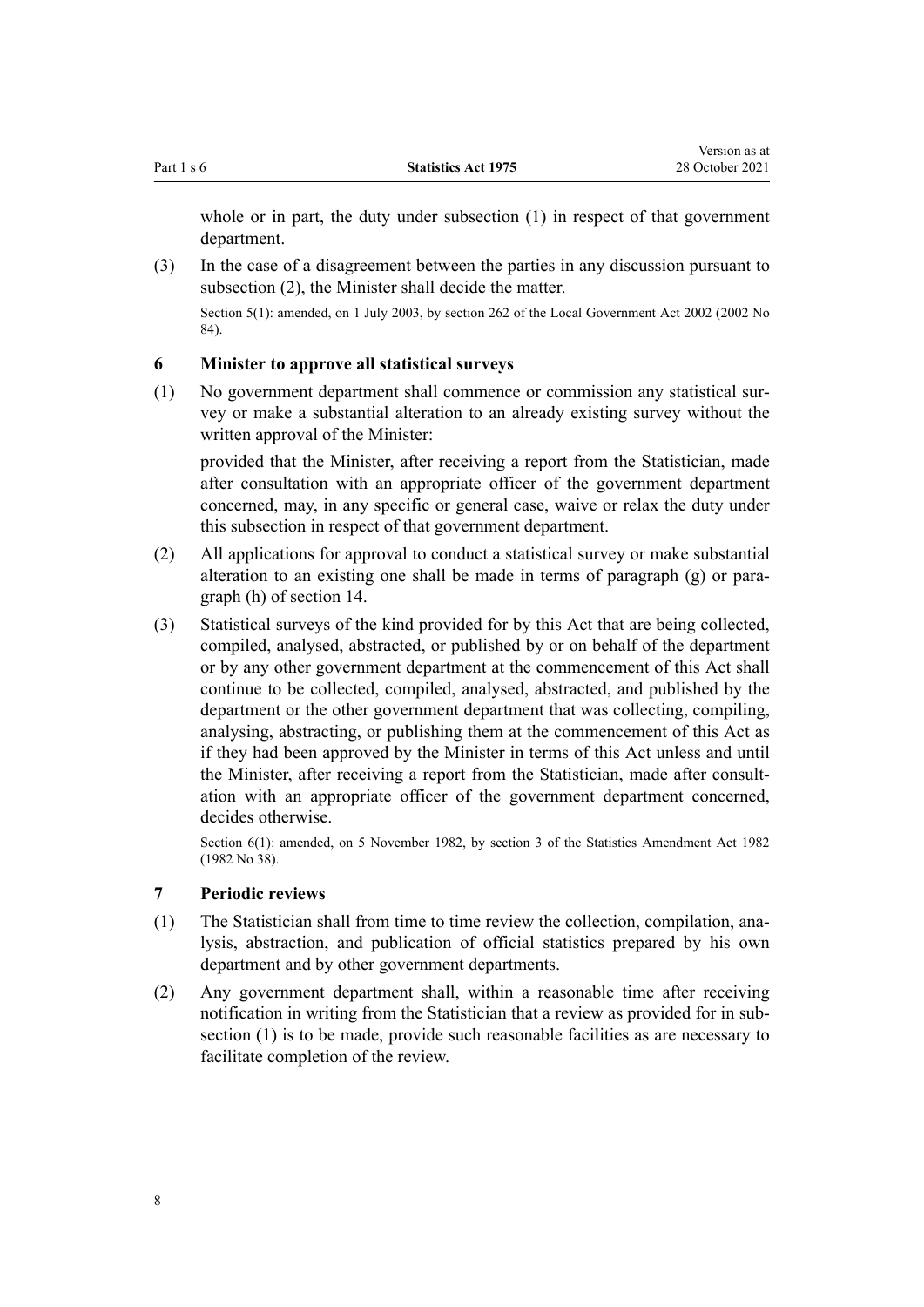whole or in part, the duty under subsection (1) in respect of that government department.

(3) In the case of a disagreement between the parties in any discussion pursuant to subsection (2), the Minister shall decide the matter.

Section 5(1): amended, on 1 July 2003, by section 262 of the Local Government Act 2002 (2002 No 84).

### 6 Minister to approve all statistical surveys

(1) No government department shall commence or commission any statistical survey or make a substantial alteration to an already existing survey without the written approval of the Minister:

provided that the Minister, after receiving a report from the Statistician, made after consultation with an appropriate officer of the government department concerned, may, in any specific or general case, waive or relax the duty under this subsection in respect of that government department.

(2) All applications for approval to conduct a statistical survey or make substantial alteration to an existing one shall be made in terms of paragraph (g) or paragraph (h) of section 14.

(3) Statistical surveys of the kind provided for by this Act that are being collected, compiled, analysed, abstracted, or published by or on behalf of the department or by any other government department at the commencement of this Act shall continue to be collected, compiled, analysed, abstracted, and published by the department or the other government department that was collecting, compiling, analysing, abstracting, or publishing them at the commencement of this Act as if they had been approved by the Minister in terms of this Act unless and until the Minister, after receiving a report from the Statistician, made after consultation with an appropriate officer of the government department concerned, decides otherwise.

Section 6(1): amended, on 5 November 1982, by section 3 of the Statistics Amendment Act 1982 (1982 No 38).

### 7 Periodic reviews

(1) The Statistician shall from time to time review the collection, compilation, analysis, abstraction, and publication of official statistics prepared by his own department and by other government departments.

(2) Any government department shall, within a reasonable time after receiving notification in writing from the Statistician that a review as provided for in subsection (1) is to be made, provide such reasonable facilities as are necessary to facilitate completion of the review.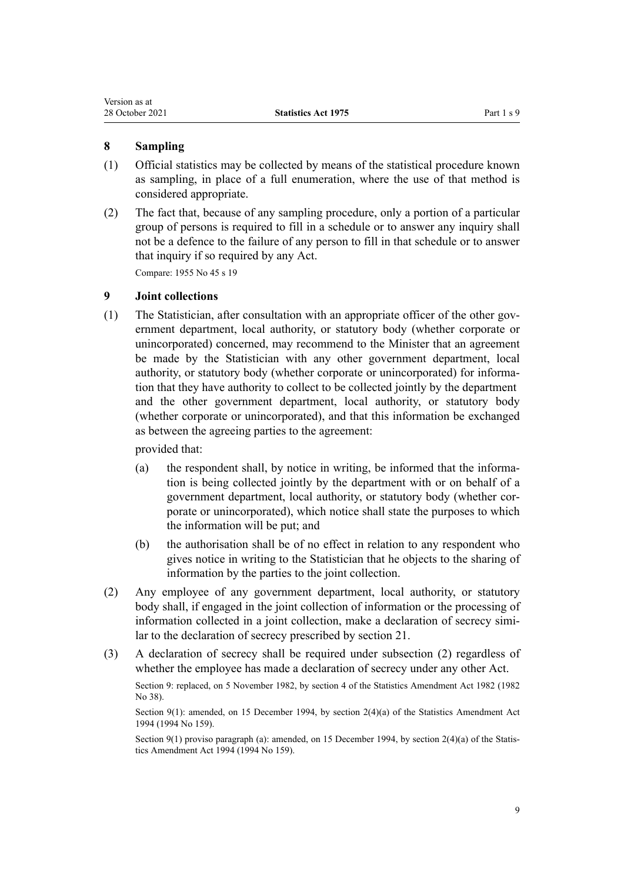## 8 Sampling

(1) Official statistics may be collected by means of the statistical procedure known as sampling, in place of a full enumeration, where the use of that method is considered appropriate.

(2) The fact that, because of any sampling procedure, only a portion of a particular group of persons is required to fill in a schedule or to answer any inquiry shall not be a defence to the failure of any person to fill in that schedule or to answer that inquiry if so required by any Act.

Compare: 1955 No 45 s 19

## 9 Joint collections

(1) The Statistician, after consultation with an appropriate officer of the other government department, local authority, or statutory body (whether corporate or unincorporated) concerned, may recommend to the Minister that an agreement be made by the Statistician with any other government department, local authority, or statutory body (whether corporate or unincorporated) for information that they have authority to collect to be collected jointly by the department and the other government department, local authority, or statutory body (whether corporate or unincorporated), and that this information be exchanged as between the agreeing parties to the agreement:

provided that:

- (a) the respondent shall, by notice in writing, be informed that the information is being collected jointly by the department with or on behalf of a government department, local authority, or statutory body (whether corporate or unincorporated), which notice shall state the purposes to which the information will be put; and
- (b) the authorisation shall be of no effect in relation to any respondent who gives notice in writing to the Statistician that he objects to the sharing of information by the parties to the joint collection.

(2) Any employee of any government department, local authority, or statutory body shall, if engaged in the joint collection of information or the processing of information collected in a joint collection, make a declaration of secrecy similar to the declaration of secrecy prescribed by section 21.

(3) A declaration of secrecy shall be required under subsection (2) regardless of whether the employee has made a declaration of secrecy under any other Act.

Section 9: replaced, on 5 November 1982, by section 4 of the Statistics Amendment Act 1982 (1982 No 38).

Section 9(1): amended, on 15 December 1994, by section 2(4)(a) of the Statistics Amendment Act 1994 (1994 No 159).

Section 9(1) proviso paragraph (a): amended, on 15 December 1994, by section 2(4)(a) of the Statistics Amendment Act 1994 (1994 No 159).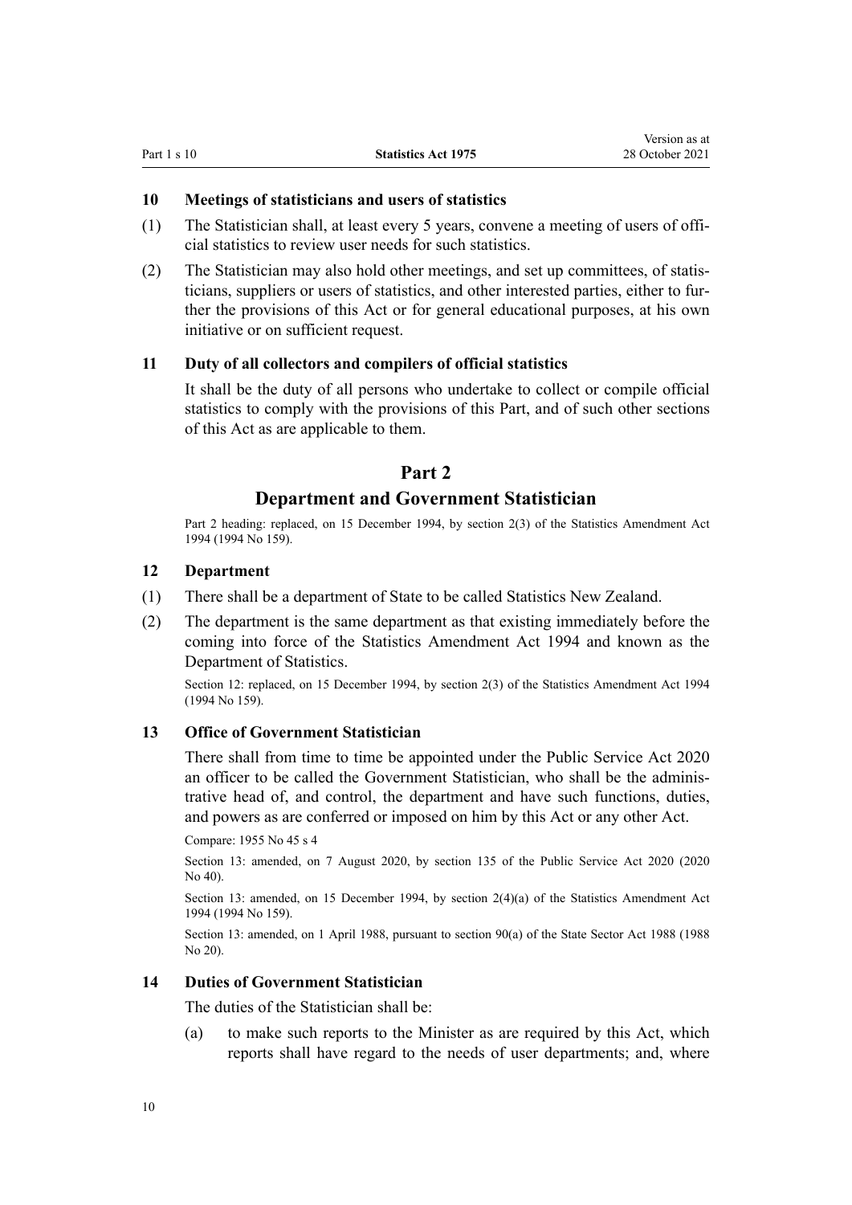### 10 Meetings of statisticians and users of statistics

(1) The Statistician shall, at least every 5 years, convene a meeting of users of official statistics to review user needs for such statistics.

(2) The Statistician may also hold other meetings, and set up committees, of statisticians, suppliers or users of statistics, and other interested parties, either to further the provisions of this Act or for general educational purposes, at his own initiative or on sufficient request.

### 11 Duty of all collectors and compilers of official statistics

It shall be the duty of all persons who undertake to collect or compile official statistics to comply with the provisions of this Part, and of such other sections of this Act as are applicable to them.

## Part 2
## Department and Government Statistician

Part 2 heading: replaced, on 15 December 1994, by section 2(3) of the Statistics Amendment Act 1994 (1994 No 159).

### 12 Department

(1) There shall be a department of State to be called Statistics New Zealand.

(2) The department is the same department as that existing immediately before the coming into force of the Statistics Amendment Act 1994 and known as the Department of Statistics.

Section 12: replaced, on 15 December 1994, by section 2(3) of the Statistics Amendment Act 1994 (1994 No 159).

### 13 Office of Government Statistician

There shall from time to time be appointed under the Public Service Act 2020 an officer to be called the Government Statistician, who shall be the administrative head of, and control, the department and have such functions, duties, and powers as are conferred or imposed on him by this Act or any other Act.

Compare: 1955 No 45 s 4

Section 13: amended, on 7 August 2020, by section 135 of the Public Service Act 2020 (2020 No 40).

Section 13: amended, on 15 December 1994, by section 2(4)(a) of the Statistics Amendment Act 1994 (1994 No 159).

Section 13: amended, on 1 April 1988, pursuant to section 90(a) of the State Sector Act 1988 (1988 No 20).

### 14 Duties of Government Statistician

The duties of the Statistician shall be:

(a) to make such reports to the Minister as are required by this Act, which reports shall have regard to the needs of user departments; and, where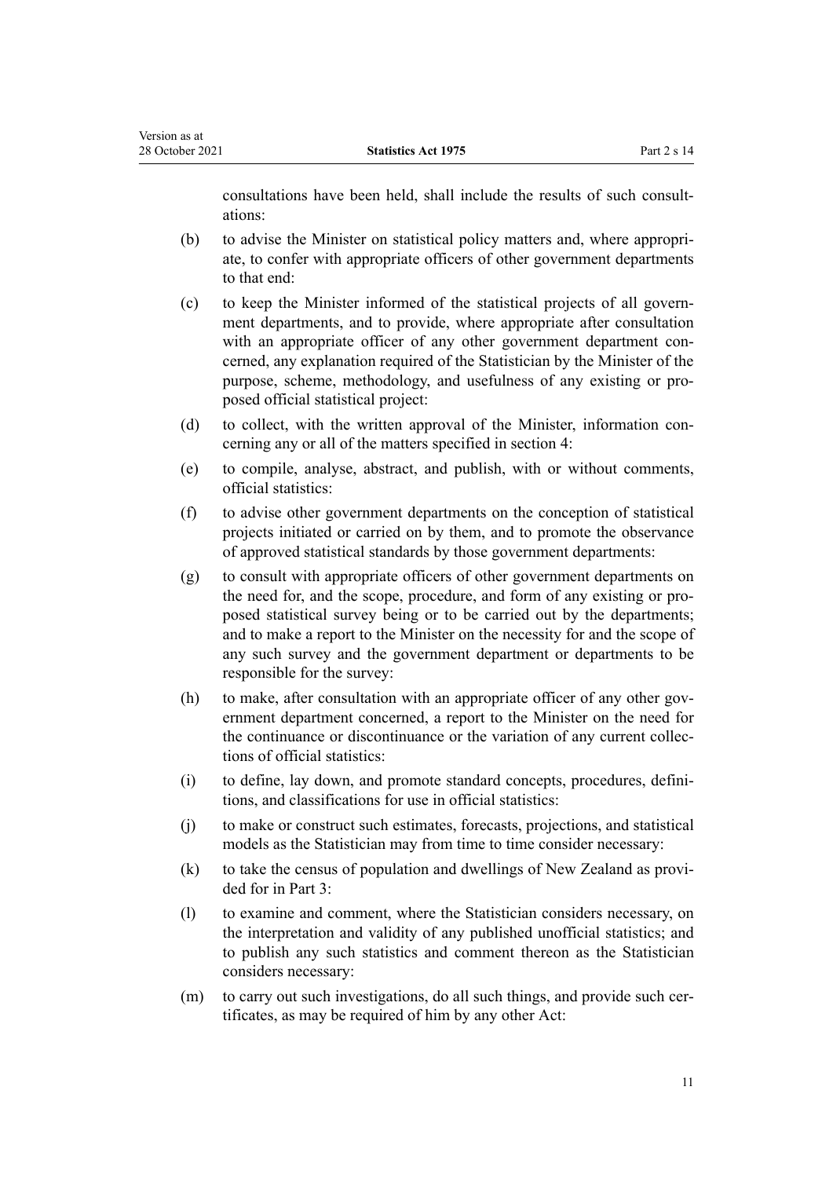consultations have been held, shall include the results of such consultations:

(b) to advise the Minister on statistical policy matters and, where appropriate, to confer with appropriate officers of other government departments to that end:

(c) to keep the Minister informed of the statistical projects of all government departments, and to provide, where appropriate after consultation with an appropriate officer of any other government department concerned, any explanation required of the Statistician by the Minister of the purpose, scheme, methodology, and usefulness of any existing or proposed official statistical project:

(d) to collect, with the written approval of the Minister, information concerning any or all of the matters specified in section 4:

(e) to compile, analyse, abstract, and publish, with or without comments, official statistics:

(f) to advise other government departments on the conception of statistical projects initiated or carried on by them, and to promote the observance of approved statistical standards by those government departments:

(g) to consult with appropriate officers of other government departments on the need for, and the scope, procedure, and form of any existing or proposed statistical survey being or to be carried out by the departments; and to make a report to the Minister on the necessity for and the scope of any such survey and the government department or departments to be responsible for the survey:

(h) to make, after consultation with an appropriate officer of any other government department concerned, a report to the Minister on the need for the continuance or discontinuance or the variation of any current collections of official statistics:

(i) to define, lay down, and promote standard concepts, procedures, definitions, and classifications for use in official statistics:

(j) to make or construct such estimates, forecasts, projections, and statistical models as the Statistician may from time to time consider necessary:

(k) to take the census of population and dwellings of New Zealand as provided for in Part 3:

(l) to examine and comment, where the Statistician considers necessary, on the interpretation and validity of any published unofficial statistics; and to publish any such statistics and comment thereon as the Statistician considers necessary:

(m) to carry out such investigations, do all such things, and provide such certificates, as may be required of him by any other Act: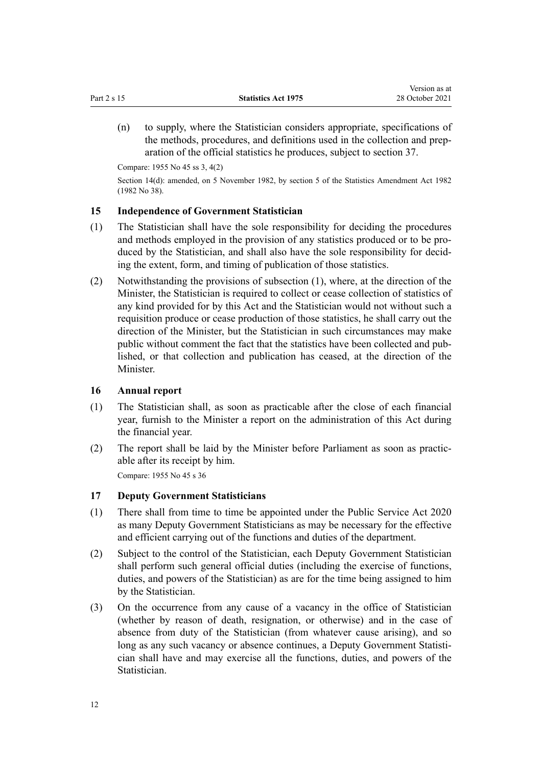(n) to supply, where the Statistician considers appropriate, specifications of the methods, procedures, and definitions used in the collection and preparation of the official statistics he produces, subject to section 37.

Compare: 1955 No 45 ss 3, 4(2)

Section 14(d): amended, on 5 November 1982, by section 5 of the Statistics Amendment Act 1982 (1982 No 38).

### 15 Independence of Government Statistician

(1) The Statistician shall have the sole responsibility for deciding the procedures and methods employed in the provision of any statistics produced or to be produced by the Statistician, and shall also have the sole responsibility for deciding the extent, form, and timing of publication of those statistics.

(2) Notwithstanding the provisions of subsection (1), where, at the direction of the Minister, the Statistician is required to collect or cease collection of statistics of any kind provided for by this Act and the Statistician would not without such a requisition produce or cease production of those statistics, he shall carry out the direction of the Minister, but the Statistician in such circumstances may make public without comment the fact that the statistics have been collected and published, or that collection and publication has ceased, at the direction of the Minister.

### 16 Annual report

(1) The Statistician shall, as soon as practicable after the close of each financial year, furnish to the Minister a report on the administration of this Act during the financial year.

(2) The report shall be laid by the Minister before Parliament as soon as practicable after its receipt by him.

Compare: 1955 No 45 s 36

### 17 Deputy Government Statisticians

(1) There shall from time to time be appointed under the Public Service Act 2020 as many Deputy Government Statisticians as may be necessary for the effective and efficient carrying out of the functions and duties of the department.

(2) Subject to the control of the Statistician, each Deputy Government Statistician shall perform such general official duties (including the exercise of functions, duties, and powers of the Statistician) as are for the time being assigned to him by the Statistician.

(3) On the occurrence from any cause of a vacancy in the office of Statistician (whether by reason of death, resignation, or otherwise) and in the case of absence from duty of the Statistician (from whatever cause arising), and so long as any such vacancy or absence continues, a Deputy Government Statistician shall have and may exercise all the functions, duties, and powers of the Statistician.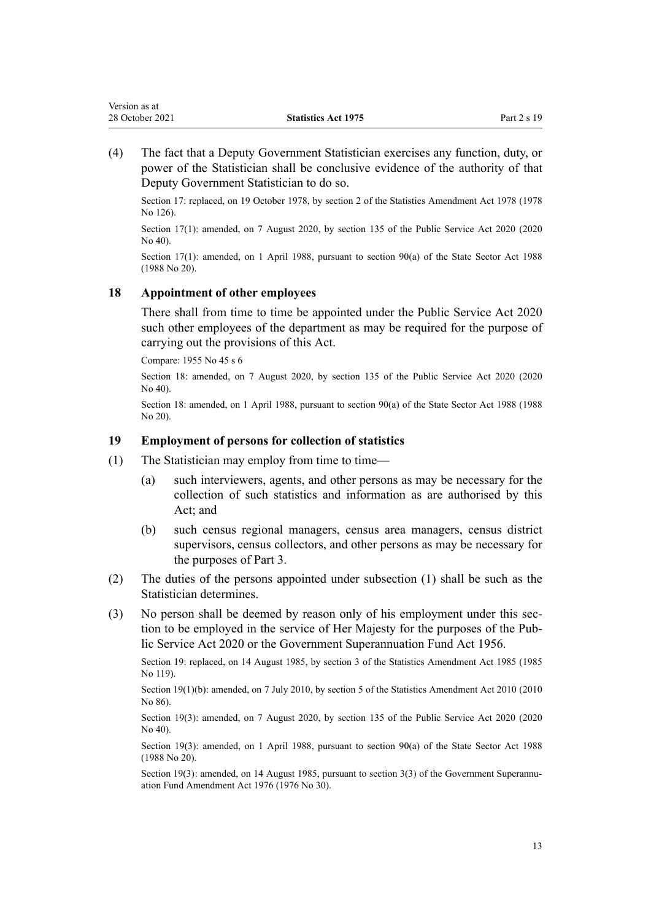(4) The fact that a Deputy Government Statistician exercises any function, duty, or power of the Statistician shall be conclusive evidence of the authority of that Deputy Government Statistician to do so.

Section 17: replaced, on 19 October 1978, by section 2 of the Statistics Amendment Act 1978 (1978 No 126).

Section 17(1): amended, on 7 August 2020, by section 135 of the Public Service Act 2020 (2020 No 40).

Section 17(1): amended, on 1 April 1988, pursuant to section 90(a) of the State Sector Act 1988 (1988 No 20).

### 18 Appointment of other employees

There shall from time to time be appointed under the Public Service Act 2020 such other employees of the department as may be required for the purpose of carrying out the provisions of this Act.

Compare: 1955 No 45 s 6

Section 18: amended, on 7 August 2020, by section 135 of the Public Service Act 2020 (2020 No 40).

Section 18: amended, on 1 April 1988, pursuant to section 90(a) of the State Sector Act 1988 (1988 No 20).

### 19 Employment of persons for collection of statistics

(1) The Statistician may employ from time to time—

(a) such interviewers, agents, and other persons as may be necessary for the collection of such statistics and information as are authorised by this Act; and

(b) such census regional managers, census area managers, census district supervisors, census collectors, and other persons as may be necessary for the purposes of Part 3.

(2) The duties of the persons appointed under subsection (1) shall be such as the Statistician determines.

(3) No person shall be deemed by reason only of his employment under this section to be employed in the service of Her Majesty for the purposes of the Public Service Act 2020 or the Government Superannuation Fund Act 1956.

Section 19: replaced, on 14 August 1985, by section 3 of the Statistics Amendment Act 1985 (1985 No 119).

Section 19(1)(b): amended, on 7 July 2010, by section 5 of the Statistics Amendment Act 2010 (2010 No 86).

Section 19(3): amended, on 7 August 2020, by section 135 of the Public Service Act 2020 (2020 No 40).

Section 19(3): amended, on 1 April 1988, pursuant to section 90(a) of the State Sector Act 1988 (1988 No 20).

Section 19(3): amended, on 14 August 1985, pursuant to section 3(3) of the Government Superannuation Fund Amendment Act 1976 (1976 No 30).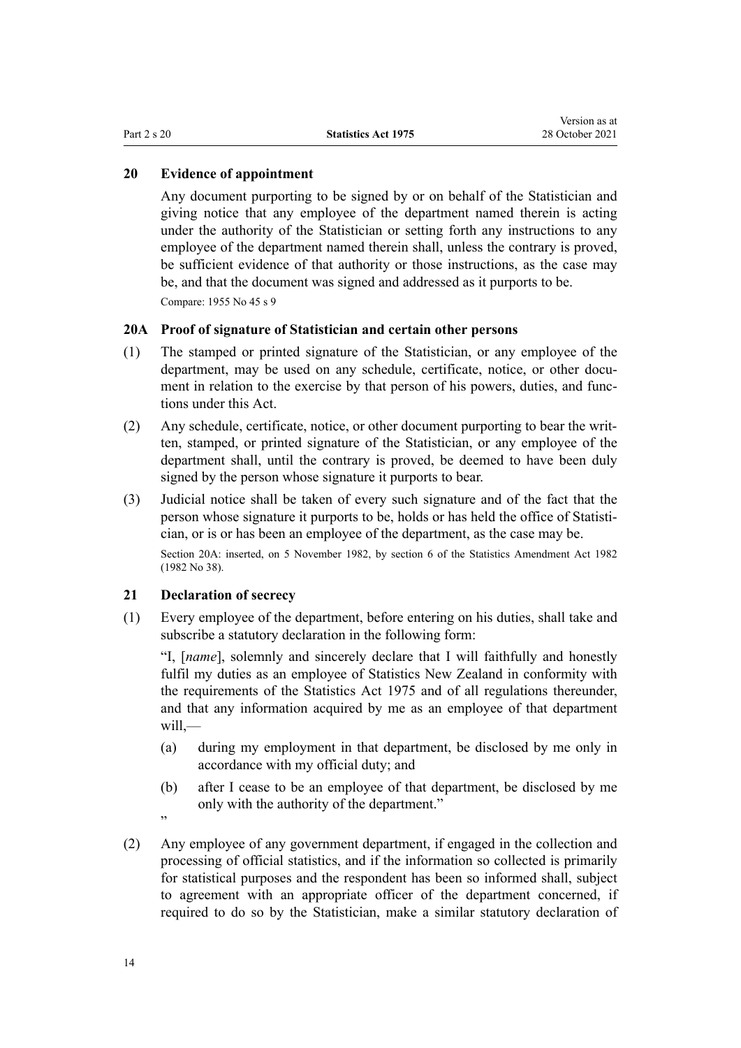## 20 Evidence of appointment

Any document purporting to be signed by or on behalf of the Statistician and giving notice that any employee of the department named therein is acting under the authority of the Statistician or setting forth any instructions to any employee of the department named therein shall, unless the contrary is proved, be sufficient evidence of that authority or those instructions, as the case may be, and that the document was signed and addressed as it purports to be.

Compare: 1955 No 45 s 9

## 20A Proof of signature of Statistician and certain other persons

(1) The stamped or printed signature of the Statistician, or any employee of the department, may be used on any schedule, certificate, notice, or other document in relation to the exercise by that person of his powers, duties, and functions under this Act.

(2) Any schedule, certificate, notice, or other document purporting to bear the written, stamped, or printed signature of the Statistician, or any employee of the department shall, until the contrary is proved, be deemed to have been duly signed by the person whose signature it purports to bear.

(3) Judicial notice shall be taken of every such signature and of the fact that the person whose signature it purports to be, holds or has held the office of Statistician, or is or has been an employee of the department, as the case may be.

Section 20A: inserted, on 5 November 1982, by section 6 of the Statistics Amendment Act 1982 (1982 No 38).

## 21 Declaration of secrecy

(1) Every employee of the department, before entering on his duties, shall take and subscribe a statutory declaration in the following form:

"I, [*name*], solemnly and sincerely declare that I will faithfully and honestly fulfil my duties as an employee of Statistics New Zealand in conformity with the requirements of the Statistics Act 1975 and of all regulations thereunder, and that any information acquired by me as an employee of that department will,—

(a) during my employment in that department, be disclosed by me only in accordance with my official duty; and

(b) after I cease to be an employee of that department, be disclosed by me only with the authority of the department."

"

(2) Any employee of any government department, if engaged in the collection and processing of official statistics, and if the information so collected is primarily for statistical purposes and the respondent has been so informed shall, subject to agreement with an appropriate officer of the department concerned, if required to do so by the Statistician, make a similar statutory declaration of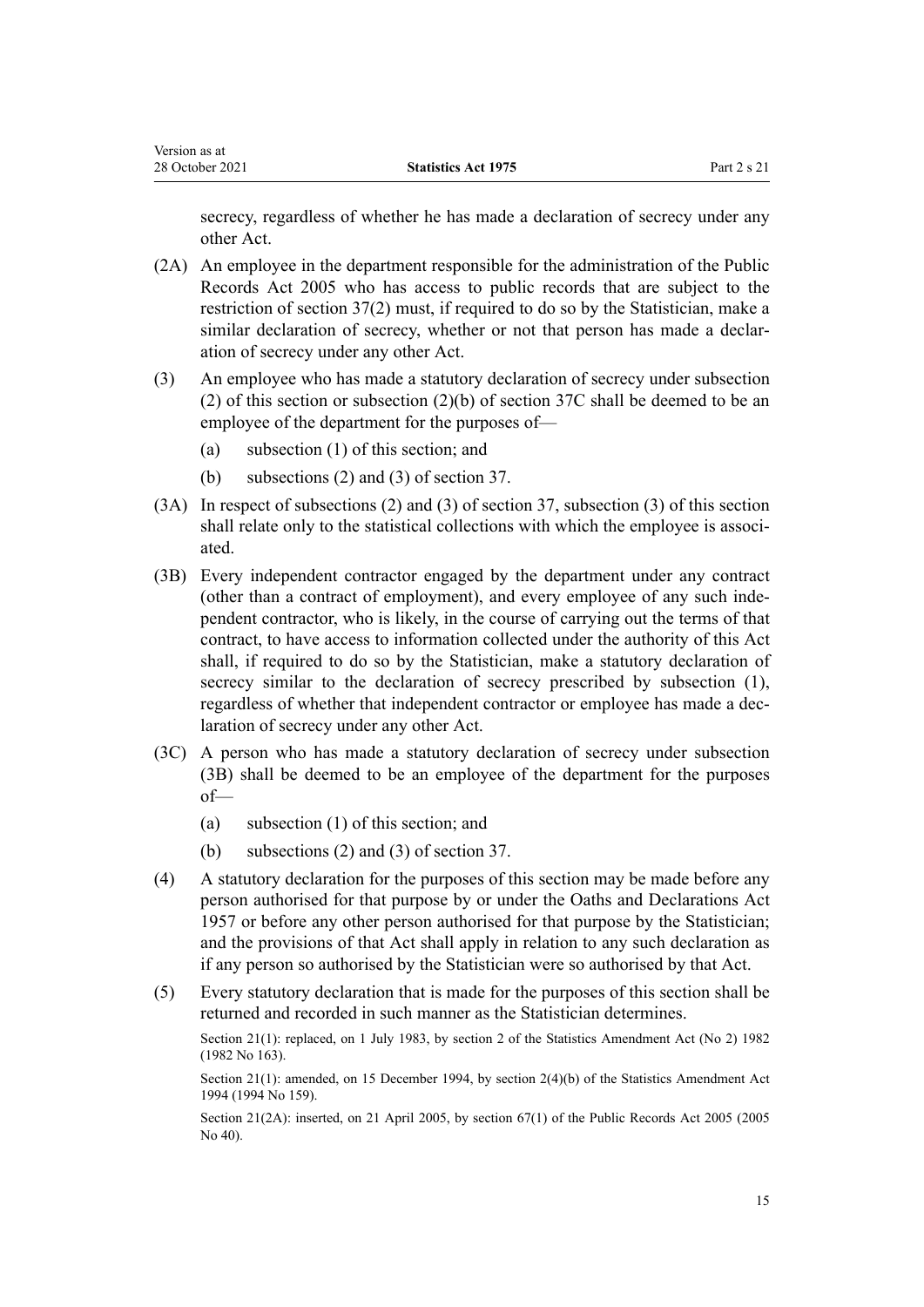secrecy, regardless of whether he has made a declaration of secrecy under any other Act.

(2A) An employee in the department responsible for the administration of the Public Records Act 2005 who has access to public records that are subject to the restriction of section 37(2) must, if required to do so by the Statistician, make a similar declaration of secrecy, whether or not that person has made a declaration of secrecy under any other Act.

(3) An employee who has made a statutory declaration of secrecy under subsection (2) of this section or subsection (2)(b) of section 37C shall be deemed to be an employee of the department for the purposes of—

- (a) subsection (1) of this section; and
- (b) subsections (2) and (3) of section 37.

(3A) In respect of subsections (2) and (3) of section 37, subsection (3) of this section shall relate only to the statistical collections with which the employee is associated.

(3B) Every independent contractor engaged by the department under any contract (other than a contract of employment), and every employee of any such independent contractor, who is likely, in the course of carrying out the terms of that contract, to have access to information collected under the authority of this Act shall, if required to do so by the Statistician, make a statutory declaration of secrecy similar to the declaration of secrecy prescribed by subsection (1), regardless of whether that independent contractor or employee has made a declaration of secrecy under any other Act.

(3C) A person who has made a statutory declaration of secrecy under subsection (3B) shall be deemed to be an employee of the department for the purposes of—

- (a) subsection (1) of this section; and
- (b) subsections (2) and (3) of section 37.

(4) A statutory declaration for the purposes of this section may be made before any person authorised for that purpose by or under the Oaths and Declarations Act 1957 or before any other person authorised for that purpose by the Statistician; and the provisions of that Act shall apply in relation to any such declaration as if any person so authorised by the Statistician were so authorised by that Act.

(5) Every statutory declaration that is made for the purposes of this section shall be returned and recorded in such manner as the Statistician determines.

Section 21(1): replaced, on 1 July 1983, by section 2 of the Statistics Amendment Act (No 2) 1982 (1982 No 163).

Section 21(1): amended, on 15 December 1994, by section 2(4)(b) of the Statistics Amendment Act 1994 (1994 No 159).

Section 21(2A): inserted, on 21 April 2005, by section 67(1) of the Public Records Act 2005 (2005 No 40).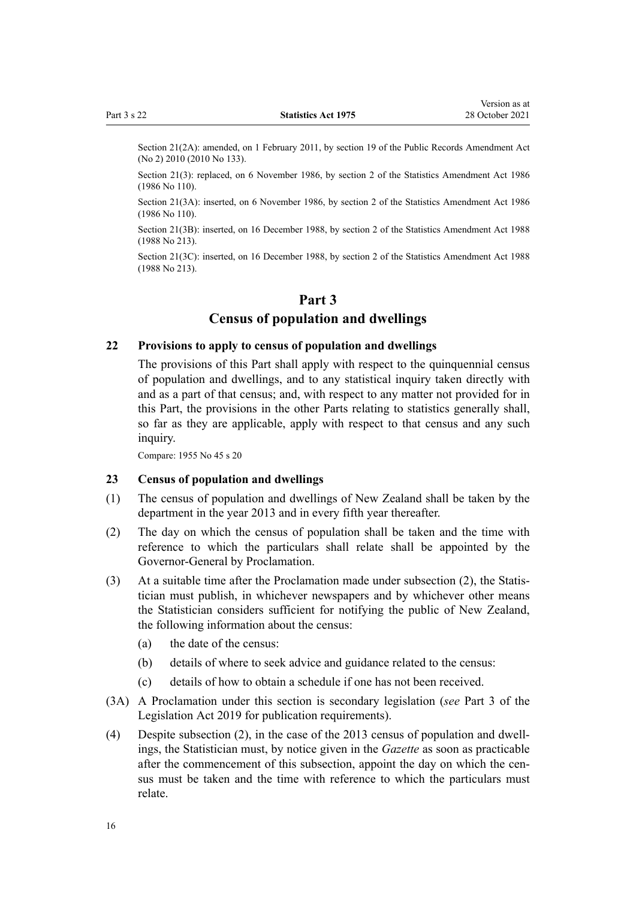Section 21(2A): amended, on 1 February 2011, by section 19 of the Public Records Amendment Act (No 2) 2010 (2010 No 133).

Section 21(3): replaced, on 6 November 1986, by section 2 of the Statistics Amendment Act 1986 (1986 No 110).

Section 21(3A): inserted, on 6 November 1986, by section 2 of the Statistics Amendment Act 1986 (1986 No 110).

Section 21(3B): inserted, on 16 December 1988, by section 2 of the Statistics Amendment Act 1988 (1988 No 213).

Section 21(3C): inserted, on 16 December 1988, by section 2 of the Statistics Amendment Act 1988 (1988 No 213).

## Part 3
## Census of population and dwellings

### 22 Provisions to apply to census of population and dwellings

The provisions of this Part shall apply with respect to the quinquennial census of population and dwellings, and to any statistical inquiry taken directly with and as a part of that census; and, with respect to any matter not provided for in this Part, the provisions in the other Parts relating to statistics generally shall, so far as they are applicable, apply with respect to that census and any such inquiry.

Compare: 1955 No 45 s 20

### 23 Census of population and dwellings

(1) The census of population and dwellings of New Zealand shall be taken by the department in the year 2013 and in every fifth year thereafter.

(2) The day on which the census of population shall be taken and the time with reference to which the particulars shall relate shall be appointed by the Governor-General by Proclamation.

(3) At a suitable time after the Proclamation made under subsection (2), the Statistician must publish, in whichever newspapers and by whichever other means the Statistician considers sufficient for notifying the public of New Zealand, the following information about the census:

   (a) the date of the census:

   (b) details of where to seek advice and guidance related to the census:

   (c) details of how to obtain a schedule if one has not been received.

(3A) A Proclamation under this section is secondary legislation (*see* Part 3 of the Legislation Act 2019 for publication requirements).

(4) Despite subsection (2), in the case of the 2013 census of population and dwellings, the Statistician must, by notice given in the *Gazette* as soon as practicable after the commencement of this subsection, appoint the day on which the census must be taken and the time with reference to which the particulars must relate.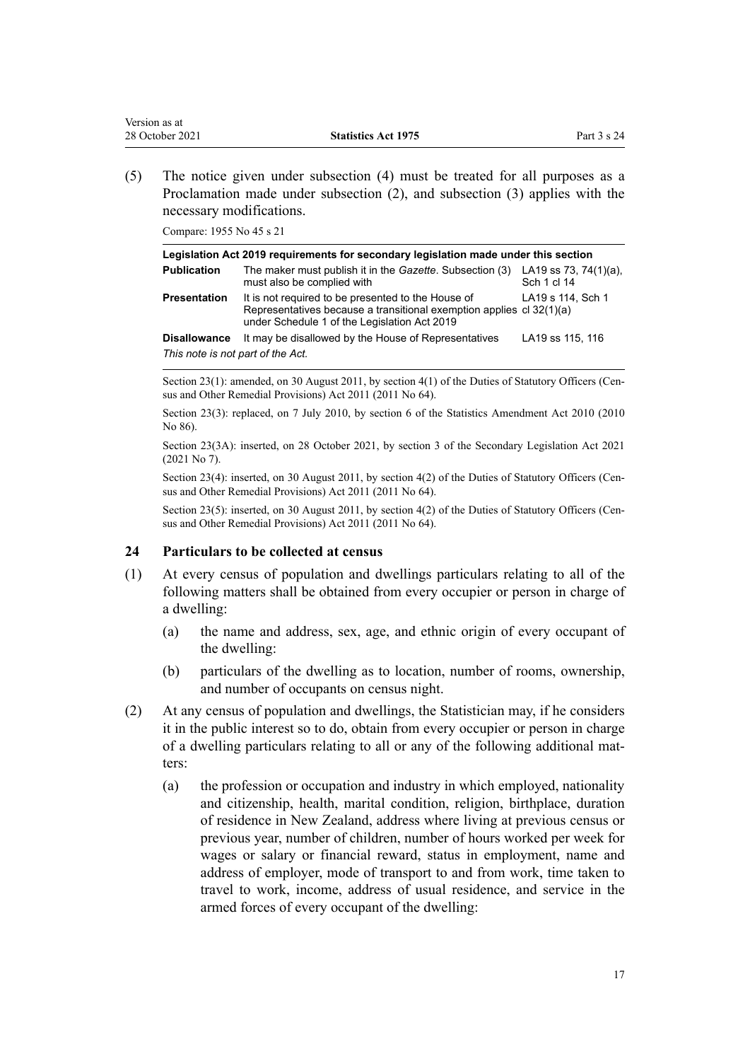(5) The notice given under subsection (4) must be treated for all purposes as a Proclamation made under subsection (2), and subsection (3) applies with the necessary modifications.

Compare: 1955 No 45 s 21

| Legislation Act 2019 requirements for secondary legislation made under this section | | |
|---|---|---|
| **Publication** | The maker must publish it in the *Gazette*. Subsection (3) must also be complied with | LA19 ss 73, 74(1)(a), Sch 1 cl 14 |
| **Presentation** | It is not required to be presented to the House of Representatives because a transitional exemption applies under Schedule 1 of the Legislation Act 2019 | LA19 s 114, Sch 1 cl 32(1)(a) |
| **Disallowance** | It may be disallowed by the House of Representatives | LA19 ss 115, 116 |

*This note is not part of the Act.*

Section 23(1): amended, on 30 August 2011, by section 4(1) of the Duties of Statutory Officers (Census and Other Remedial Provisions) Act 2011 (2011 No 64).

Section 23(3): replaced, on 7 July 2010, by section 6 of the Statistics Amendment Act 2010 (2010 No 86).

Section 23(3A): inserted, on 28 October 2021, by section 3 of the Secondary Legislation Act 2021 (2021 No 7).

Section 23(4): inserted, on 30 August 2011, by section 4(2) of the Duties of Statutory Officers (Census and Other Remedial Provisions) Act 2011 (2011 No 64).

Section 23(5): inserted, on 30 August 2011, by section 4(2) of the Duties of Statutory Officers (Census and Other Remedial Provisions) Act 2011 (2011 No 64).

### 24 Particulars to be collected at census

(1) At every census of population and dwellings particulars relating to all of the following matters shall be obtained from every occupier or person in charge of a dwelling:

  (a) the name and address, sex, age, and ethnic origin of every occupant of the dwelling:

  (b) particulars of the dwelling as to location, number of rooms, ownership, and number of occupants on census night.

(2) At any census of population and dwellings, the Statistician may, if he considers it in the public interest so to do, obtain from every occupier or person in charge of a dwelling particulars relating to all or any of the following additional matters:

  (a) the profession or occupation and industry in which employed, nationality and citizenship, health, marital condition, religion, birthplace, duration of residence in New Zealand, address where living at previous census or previous year, number of children, number of hours worked per week for wages or salary or financial reward, status in employment, name and address of employer, mode of transport to and from work, time taken to travel to work, income, address of usual residence, and service in the armed forces of every occupant of the dwelling: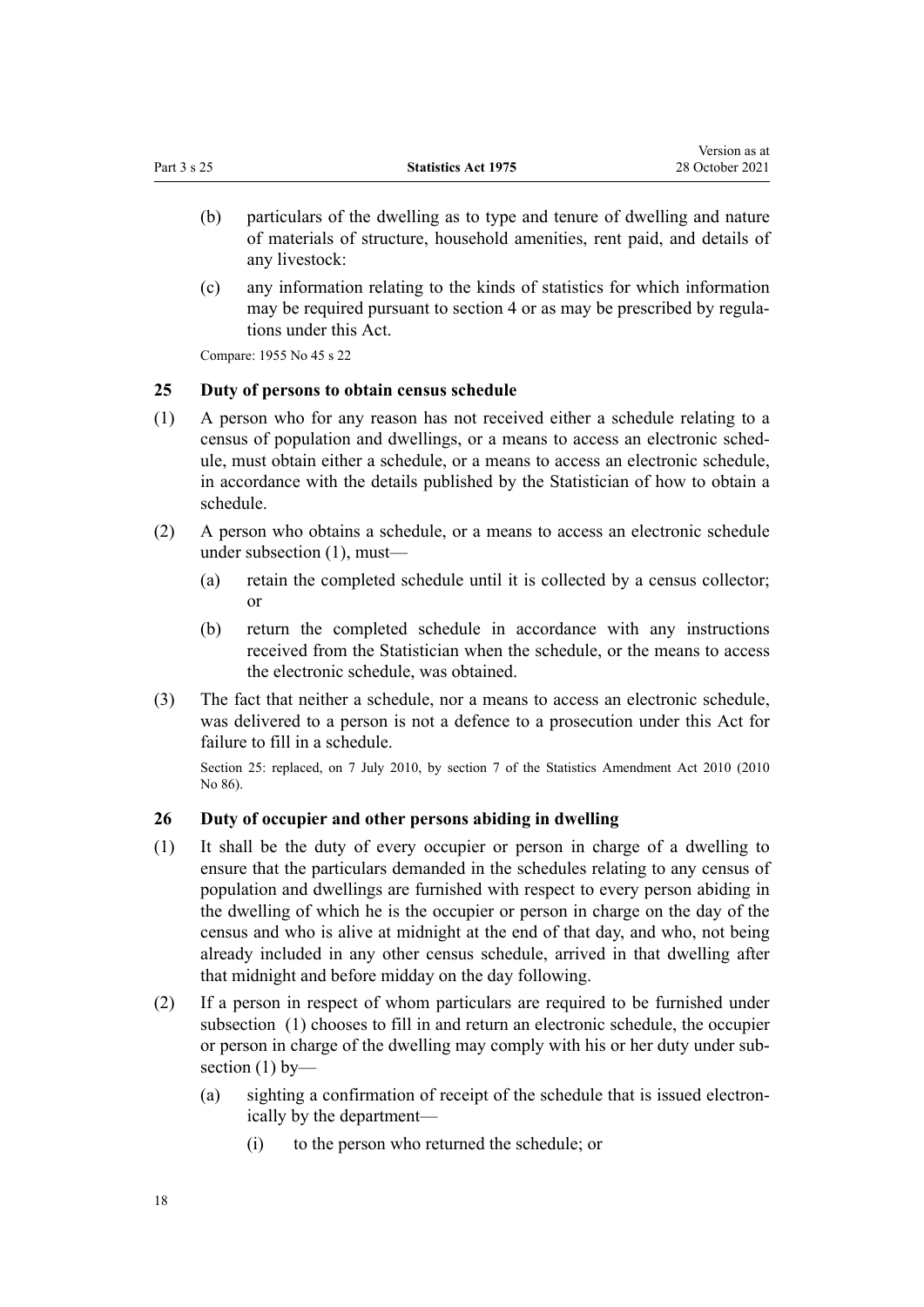(b) particulars of the dwelling as to type and tenure of dwelling and nature of materials of structure, household amenities, rent paid, and details of any livestock:

(c) any information relating to the kinds of statistics for which information may be required pursuant to section 4 or as may be prescribed by regulations under this Act.

Compare: 1955 No 45 s 22

### 25 Duty of persons to obtain census schedule

(1) A person who for any reason has not received either a schedule relating to a census of population and dwellings, or a means to access an electronic schedule, must obtain either a schedule, or a means to access an electronic schedule, in accordance with the details published by the Statistician of how to obtain a schedule.

(2) A person who obtains a schedule, or a means to access an electronic schedule under subsection (1), must—

(a) retain the completed schedule until it is collected by a census collector; or

(b) return the completed schedule in accordance with any instructions received from the Statistician when the schedule, or the means to access the electronic schedule, was obtained.

(3) The fact that neither a schedule, nor a means to access an electronic schedule, was delivered to a person is not a defence to a prosecution under this Act for failure to fill in a schedule.

Section 25: replaced, on 7 July 2010, by section 7 of the Statistics Amendment Act 2010 (2010 No 86).

### 26 Duty of occupier and other persons abiding in dwelling

(1) It shall be the duty of every occupier or person in charge of a dwelling to ensure that the particulars demanded in the schedules relating to any census of population and dwellings are furnished with respect to every person abiding in the dwelling of which he is the occupier or person in charge on the day of the census and who is alive at midnight at the end of that day, and who, not being already included in any other census schedule, arrived in that dwelling after that midnight and before midday on the day following.

(2) If a person in respect of whom particulars are required to be furnished under subsection (1) chooses to fill in and return an electronic schedule, the occupier or person in charge of the dwelling may comply with his or her duty under subsection (1) by—

(a) sighting a confirmation of receipt of the schedule that is issued electronically by the department—

(i) to the person who returned the schedule; or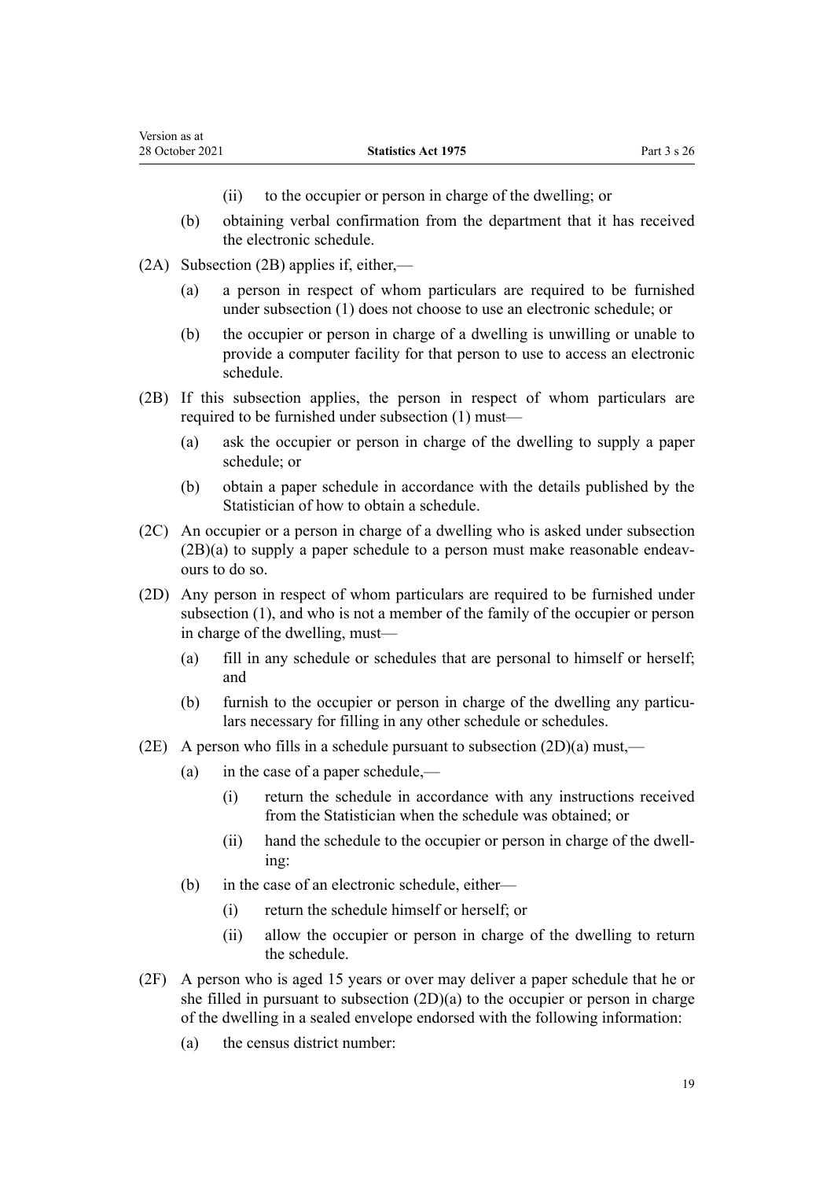(ii) to the occupier or person in charge of the dwelling; or

(b) obtaining verbal confirmation from the department that it has received the electronic schedule.

(2A) Subsection (2B) applies if, either,—

(a) a person in respect of whom particulars are required to be furnished under subsection (1) does not choose to use an electronic schedule; or

(b) the occupier or person in charge of a dwelling is unwilling or unable to provide a computer facility for that person to use to access an electronic schedule.

(2B) If this subsection applies, the person in respect of whom particulars are required to be furnished under subsection (1) must—

(a) ask the occupier or person in charge of the dwelling to supply a paper schedule; or

(b) obtain a paper schedule in accordance with the details published by the Statistician of how to obtain a schedule.

(2C) An occupier or a person in charge of a dwelling who is asked under subsection (2B)(a) to supply a paper schedule to a person must make reasonable endeavours to do so.

(2D) Any person in respect of whom particulars are required to be furnished under subsection (1), and who is not a member of the family of the occupier or person in charge of the dwelling, must—

(a) fill in any schedule or schedules that are personal to himself or herself; and

(b) furnish to the occupier or person in charge of the dwelling any particulars necessary for filling in any other schedule or schedules.

(2E) A person who fills in a schedule pursuant to subsection (2D)(a) must,—

(a) in the case of a paper schedule,—

(i) return the schedule in accordance with any instructions received from the Statistician when the schedule was obtained; or

(ii) hand the schedule to the occupier or person in charge of the dwelling:

(b) in the case of an electronic schedule, either—

(i) return the schedule himself or herself; or

(ii) allow the occupier or person in charge of the dwelling to return the schedule.

(2F) A person who is aged 15 years or over may deliver a paper schedule that he or she filled in pursuant to subsection (2D)(a) to the occupier or person in charge of the dwelling in a sealed envelope endorsed with the following information:

(a) the census district number: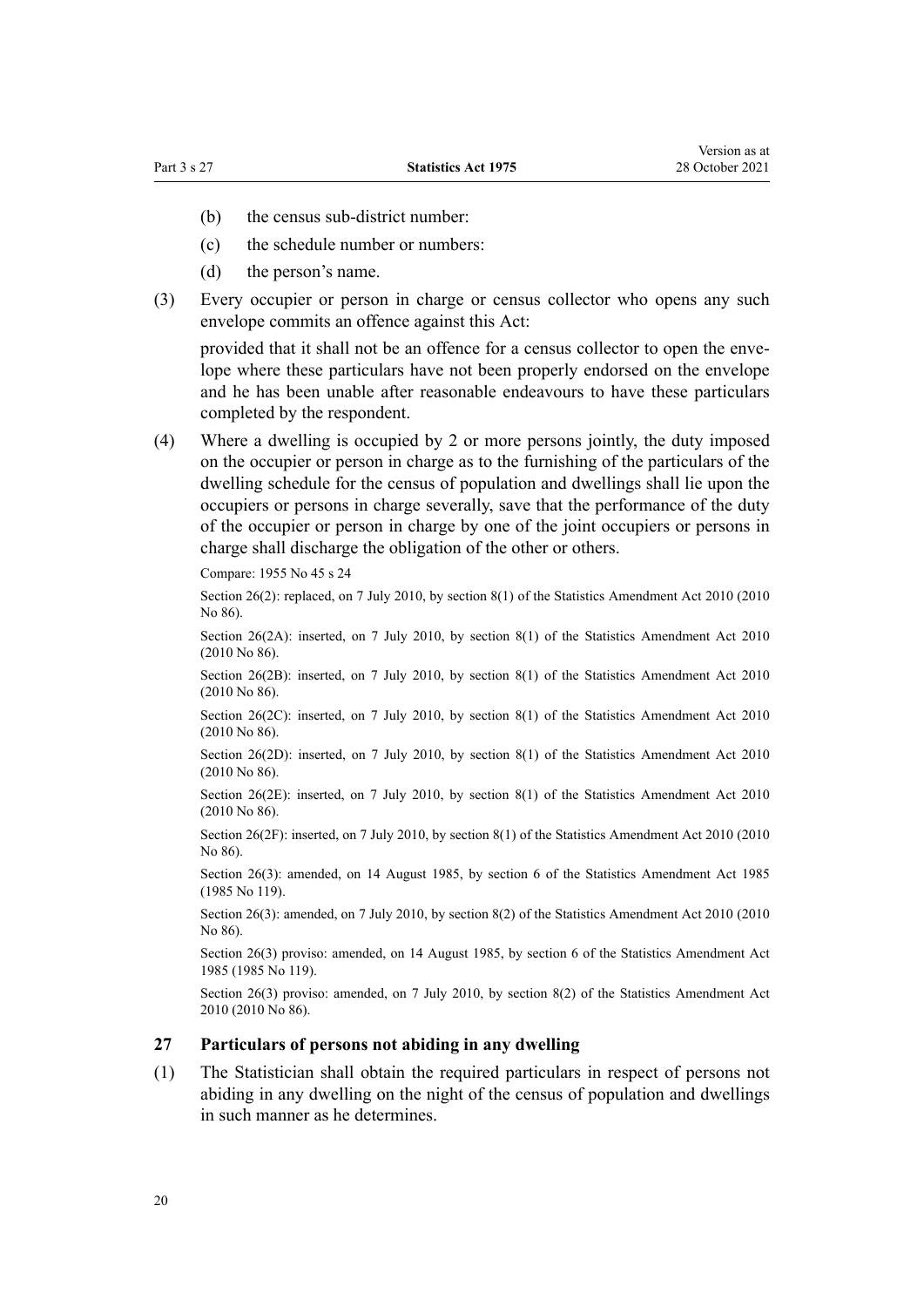(b) the census sub-district number:

(c) the schedule number or numbers:

(d) the person's name.

(3) Every occupier or person in charge or census collector who opens any such envelope commits an offence against this Act:

provided that it shall not be an offence for a census collector to open the envelope where these particulars have not been properly endorsed on the envelope and he has been unable after reasonable endeavours to have these particulars completed by the respondent.

(4) Where a dwelling is occupied by 2 or more persons jointly, the duty imposed on the occupier or person in charge as to the furnishing of the particulars of the dwelling schedule for the census of population and dwellings shall lie upon the occupiers or persons in charge severally, save that the performance of the duty of the occupier or person in charge by one of the joint occupiers or persons in charge shall discharge the obligation of the other or others.

Compare: 1955 No 45 s 24

Section 26(2): replaced, on 7 July 2010, by section 8(1) of the Statistics Amendment Act 2010 (2010 No 86).

Section 26(2A): inserted, on 7 July 2010, by section 8(1) of the Statistics Amendment Act 2010 (2010 No 86).

Section 26(2B): inserted, on 7 July 2010, by section 8(1) of the Statistics Amendment Act 2010 (2010 No 86).

Section 26(2C): inserted, on 7 July 2010, by section 8(1) of the Statistics Amendment Act 2010 (2010 No 86).

Section 26(2D): inserted, on 7 July 2010, by section 8(1) of the Statistics Amendment Act 2010 (2010 No 86).

Section 26(2E): inserted, on 7 July 2010, by section 8(1) of the Statistics Amendment Act 2010 (2010 No 86).

Section 26(2F): inserted, on 7 July 2010, by section 8(1) of the Statistics Amendment Act 2010 (2010 No 86).

Section 26(3): amended, on 14 August 1985, by section 6 of the Statistics Amendment Act 1985 (1985 No 119).

Section 26(3): amended, on 7 July 2010, by section 8(2) of the Statistics Amendment Act 2010 (2010 No 86).

Section 26(3) proviso: amended, on 14 August 1985, by section 6 of the Statistics Amendment Act 1985 (1985 No 119).

Section 26(3) proviso: amended, on 7 July 2010, by section 8(2) of the Statistics Amendment Act 2010 (2010 No 86).

### 27 Particulars of persons not abiding in any dwelling

(1) The Statistician shall obtain the required particulars in respect of persons not abiding in any dwelling on the night of the census of population and dwellings in such manner as he determines.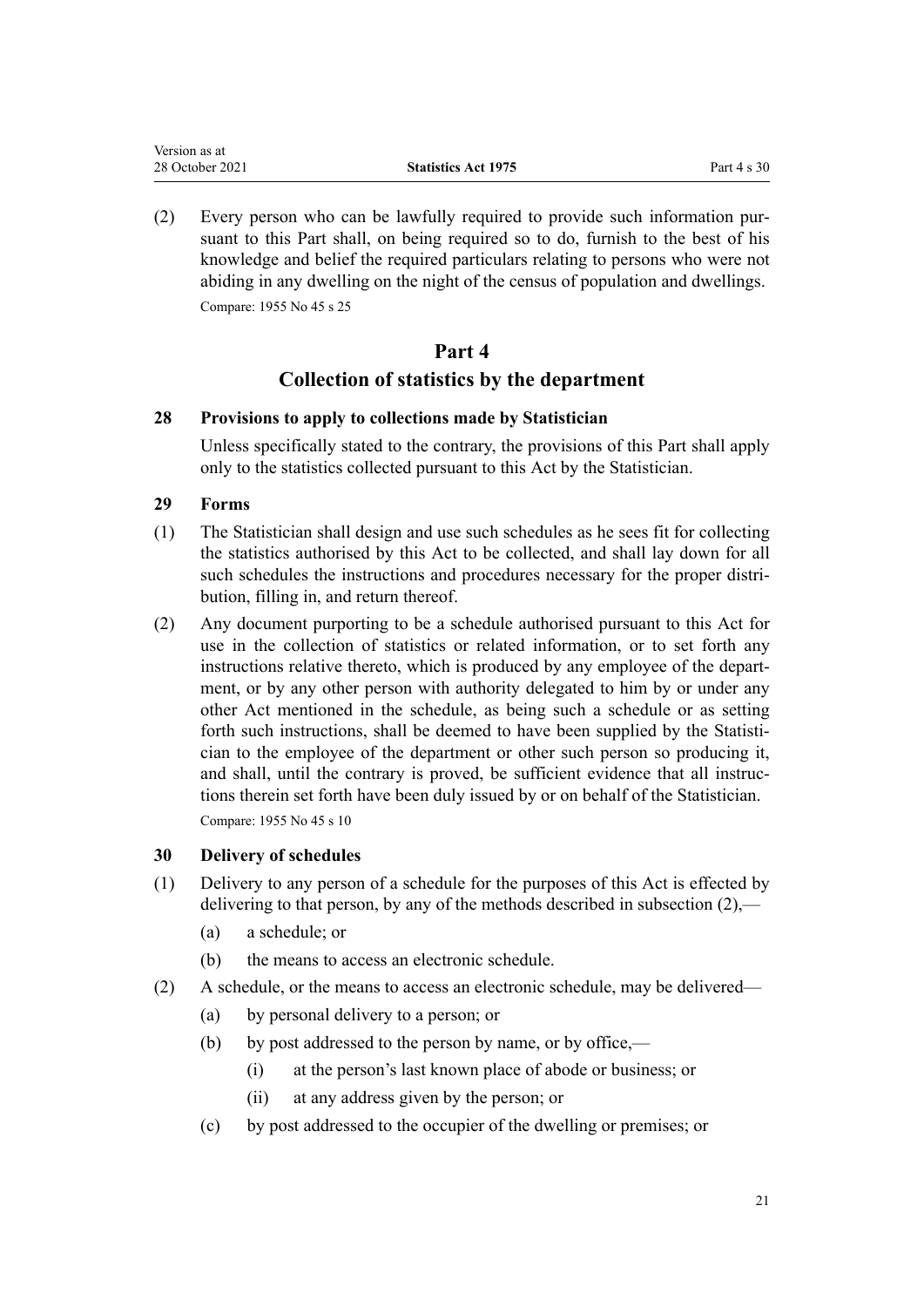(2) Every person who can be lawfully required to provide such information pursuant to this Part shall, on being required so to do, furnish to the best of his knowledge and belief the required particulars relating to persons who were not abiding in any dwelling on the night of the census of population and dwellings.

Compare: 1955 No 45 s 25

# Part 4
# Collection of statistics by the department

### 28 Provisions to apply to collections made by Statistician

Unless specifically stated to the contrary, the provisions of this Part shall apply only to the statistics collected pursuant to this Act by the Statistician.

### 29 Forms

(1) The Statistician shall design and use such schedules as he sees fit for collecting the statistics authorised by this Act to be collected, and shall lay down for all such schedules the instructions and procedures necessary for the proper distribution, filling in, and return thereof.

(2) Any document purporting to be a schedule authorised pursuant to this Act for use in the collection of statistics or related information, or to set forth any instructions relative thereto, which is produced by any employee of the department, or by any other person with authority delegated to him by or under any other Act mentioned in the schedule, as being such a schedule or as setting forth such instructions, shall be deemed to have been supplied by the Statistician to the employee of the department or other such person so producing it, and shall, until the contrary is proved, be sufficient evidence that all instructions therein set forth have been duly issued by or on behalf of the Statistician.

Compare: 1955 No 45 s 10

### 30 Delivery of schedules

(1) Delivery to any person of a schedule for the purposes of this Act is effected by delivering to that person, by any of the methods described in subsection (2),—

- (a) a schedule; or
- (b) the means to access an electronic schedule.

(2) A schedule, or the means to access an electronic schedule, may be delivered—

- (a) by personal delivery to a person; or
- (b) by post addressed to the person by name, or by office,—
  - (i) at the person's last known place of abode or business; or
  - (ii) at any address given by the person; or
- (c) by post addressed to the occupier of the dwelling or premises; or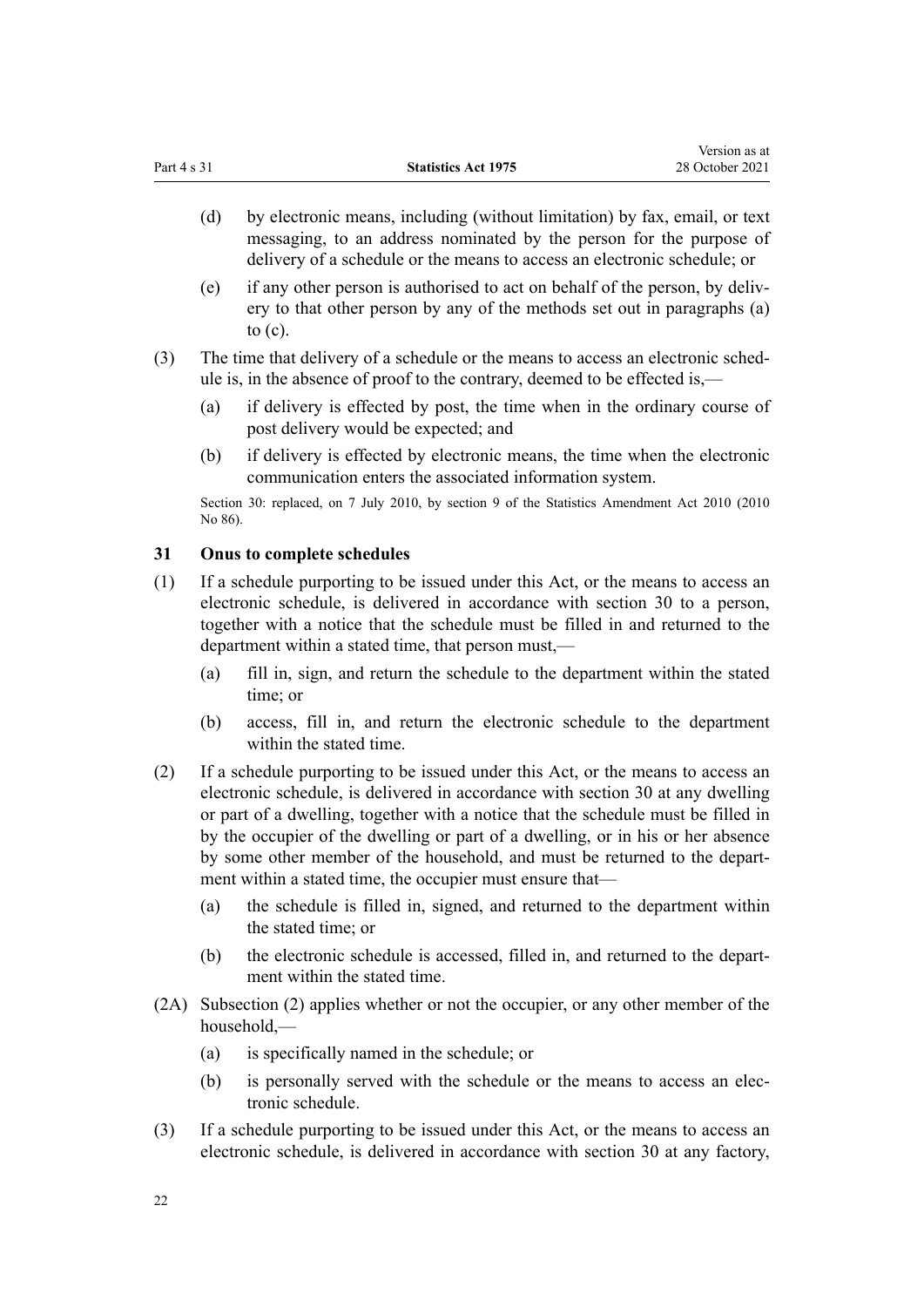(d) by electronic means, including (without limitation) by fax, email, or text messaging, to an address nominated by the person for the purpose of delivery of a schedule or the means to access an electronic schedule; or

(e) if any other person is authorised to act on behalf of the person, by delivery to that other person by any of the methods set out in paragraphs (a) to (c).

(3) The time that delivery of a schedule or the means to access an electronic schedule is, in the absence of proof to the contrary, deemed to be effected is,—

(a) if delivery is effected by post, the time when in the ordinary course of post delivery would be expected; and

(b) if delivery is effected by electronic means, the time when the electronic communication enters the associated information system.

Section 30: replaced, on 7 July 2010, by section 9 of the Statistics Amendment Act 2010 (2010 No 86).

### 31 Onus to complete schedules

(1) If a schedule purporting to be issued under this Act, or the means to access an electronic schedule, is delivered in accordance with section 30 to a person, together with a notice that the schedule must be filled in and returned to the department within a stated time, that person must,—

(a) fill in, sign, and return the schedule to the department within the stated time; or

(b) access, fill in, and return the electronic schedule to the department within the stated time.

(2) If a schedule purporting to be issued under this Act, or the means to access an electronic schedule, is delivered in accordance with section 30 at any dwelling or part of a dwelling, together with a notice that the schedule must be filled in by the occupier of the dwelling or part of a dwelling, or in his or her absence by some other member of the household, and must be returned to the department within a stated time, the occupier must ensure that—

(a) the schedule is filled in, signed, and returned to the department within the stated time; or

(b) the electronic schedule is accessed, filled in, and returned to the department within the stated time.

(2A) Subsection (2) applies whether or not the occupier, or any other member of the household,—

(a) is specifically named in the schedule; or

(b) is personally served with the schedule or the means to access an electronic schedule.

(3) If a schedule purporting to be issued under this Act, or the means to access an electronic schedule, is delivered in accordance with section 30 at any factory,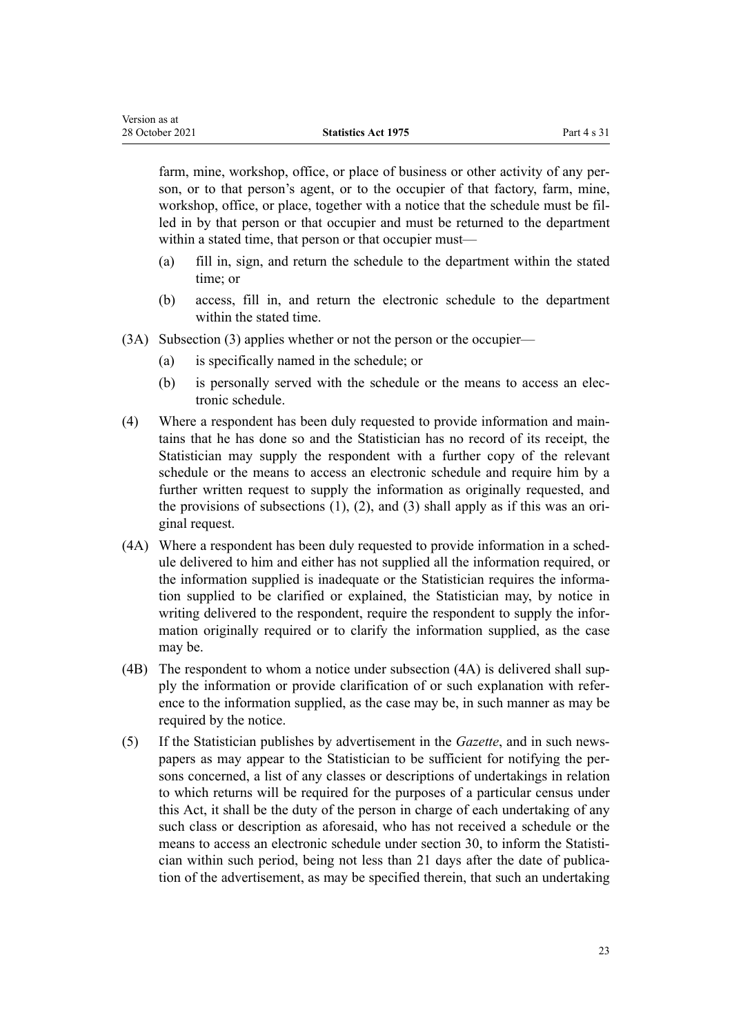farm, mine, workshop, office, or place of business or other activity of any person, or to that person's agent, or to the occupier of that factory, farm, mine, workshop, office, or place, together with a notice that the schedule must be filled in by that person or that occupier and must be returned to the department within a stated time, that person or that occupier must—

- (a) fill in, sign, and return the schedule to the department within the stated time; or
- (b) access, fill in, and return the electronic schedule to the department within the stated time.

(3A) Subsection (3) applies whether or not the person or the occupier—

- (a) is specifically named in the schedule; or
- (b) is personally served with the schedule or the means to access an electronic schedule.

(4) Where a respondent has been duly requested to provide information and maintains that he has done so and the Statistician has no record of its receipt, the Statistician may supply the respondent with a further copy of the relevant schedule or the means to access an electronic schedule and require him by a further written request to supply the information as originally requested, and the provisions of subsections (1), (2), and (3) shall apply as if this was an original request.

(4A) Where a respondent has been duly requested to provide information in a schedule delivered to him and either has not supplied all the information required, or the information supplied is inadequate or the Statistician requires the information supplied to be clarified or explained, the Statistician may, by notice in writing delivered to the respondent, require the respondent to supply the information originally required or to clarify the information supplied, as the case may be.

(4B) The respondent to whom a notice under subsection (4A) is delivered shall supply the information or provide clarification of or such explanation with reference to the information supplied, as the case may be, in such manner as may be required by the notice.

(5) If the Statistician publishes by advertisement in the *Gazette*, and in such newspapers as may appear to the Statistician to be sufficient for notifying the persons concerned, a list of any classes or descriptions of undertakings in relation to which returns will be required for the purposes of a particular census under this Act, it shall be the duty of the person in charge of each undertaking of any such class or description as aforesaid, who has not received a schedule or the means to access an electronic schedule under section 30, to inform the Statistician within such period, being not less than 21 days after the date of publication of the advertisement, as may be specified therein, that such an undertaking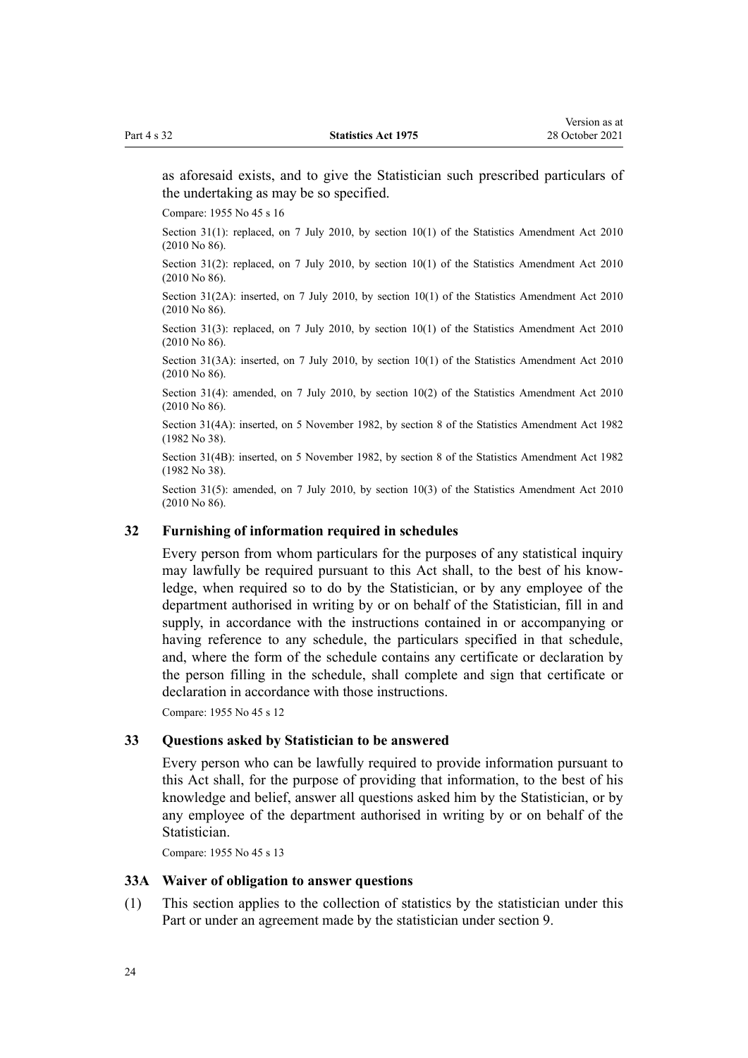as aforesaid exists, and to give the Statistician such prescribed particulars of the undertaking as may be so specified.

Compare: 1955 No 45 s 16

Section 31(1): replaced, on 7 July 2010, by section 10(1) of the Statistics Amendment Act 2010 (2010 No 86).

Section 31(2): replaced, on 7 July 2010, by section 10(1) of the Statistics Amendment Act 2010 (2010 No 86).

Section 31(2A): inserted, on 7 July 2010, by section 10(1) of the Statistics Amendment Act 2010 (2010 No 86).

Section 31(3): replaced, on 7 July 2010, by section 10(1) of the Statistics Amendment Act 2010 (2010 No 86).

Section 31(3A): inserted, on 7 July 2010, by section 10(1) of the Statistics Amendment Act 2010 (2010 No 86).

Section 31(4): amended, on 7 July 2010, by section 10(2) of the Statistics Amendment Act 2010 (2010 No 86).

Section 31(4A): inserted, on 5 November 1982, by section 8 of the Statistics Amendment Act 1982 (1982 No 38).

Section 31(4B): inserted, on 5 November 1982, by section 8 of the Statistics Amendment Act 1982 (1982 No 38).

Section 31(5): amended, on 7 July 2010, by section 10(3) of the Statistics Amendment Act 2010 (2010 No 86).

### 32 Furnishing of information required in schedules

Every person from whom particulars for the purposes of any statistical inquiry may lawfully be required pursuant to this Act shall, to the best of his knowledge, when required so to do by the Statistician, or by any employee of the department authorised in writing by or on behalf of the Statistician, fill in and supply, in accordance with the instructions contained in or accompanying or having reference to any schedule, the particulars specified in that schedule, and, where the form of the schedule contains any certificate or declaration by the person filling in the schedule, shall complete and sign that certificate or declaration in accordance with those instructions.

Compare: 1955 No 45 s 12

### 33 Questions asked by Statistician to be answered

Every person who can be lawfully required to provide information pursuant to this Act shall, for the purpose of providing that information, to the best of his knowledge and belief, answer all questions asked him by the Statistician, or by any employee of the department authorised in writing by or on behalf of the Statistician.

Compare: 1955 No 45 s 13

### 33A Waiver of obligation to answer questions

(1) This section applies to the collection of statistics by the statistician under this Part or under an agreement made by the statistician under section 9.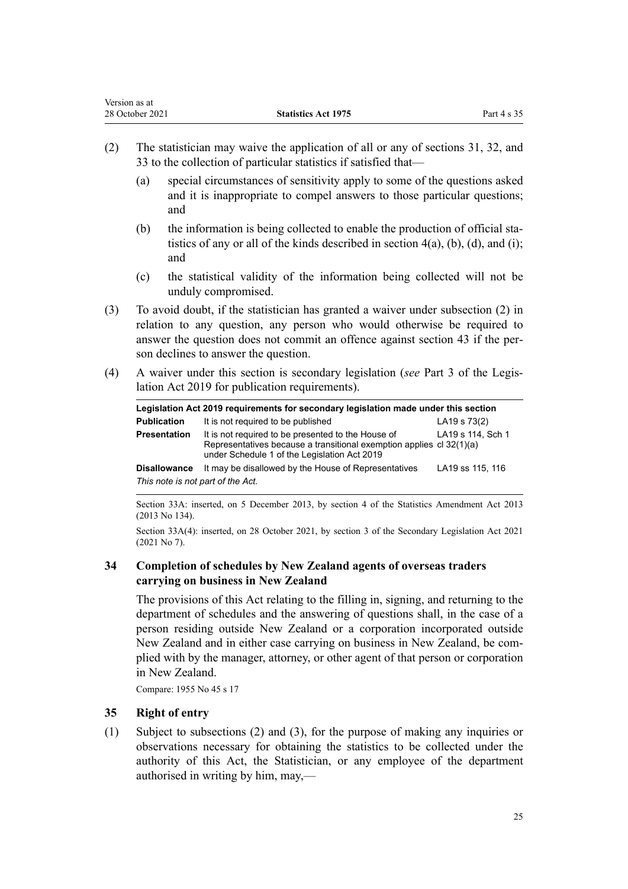(2) The statistician may waive the application of all or any of sections 31, 32, and 33 to the collection of particular statistics if satisfied that—

  (a) special circumstances of sensitivity apply to some of the questions asked and it is inappropriate to compel answers to those particular questions; and

  (b) the information is being collected to enable the production of official statistics of any or all of the kinds described in section 4(a), (b), (d), and (i); and

  (c) the statistical validity of the information being collected will not be unduly compromised.

(3) To avoid doubt, if the statistician has granted a waiver under subsection (2) in relation to any question, any person who would otherwise be required to answer the question does not commit an offence against section 43 if the person declines to answer the question.

(4) A waiver under this section is secondary legislation (*see* Part 3 of the Legislation Act 2019 for publication requirements).

| **Legislation Act 2019 requirements for secondary legislation made under this section** | | |
|---|---|---|
| **Publication** | It is not required to be published | LA19 s 73(2) |
| **Presentation** | It is not required to be presented to the House of Representatives because a transitional exemption applies under Schedule 1 of the Legislation Act 2019 | LA19 s 114, Sch 1 cl 32(1)(a) |
| **Disallowance** | It may be disallowed by the House of Representatives | LA19 ss 115, 116 |

*This note is not part of the Act.*

Section 33A: inserted, on 5 December 2013, by section 4 of the Statistics Amendment Act 2013 (2013 No 134).

Section 33A(4): inserted, on 28 October 2021, by section 3 of the Secondary Legislation Act 2021 (2021 No 7).

### 34 Completion of schedules by New Zealand agents of overseas traders carrying on business in New Zealand

The provisions of this Act relating to the filling in, signing, and returning to the department of schedules and the answering of questions shall, in the case of a person residing outside New Zealand or a corporation incorporated outside New Zealand and in either case carrying on business in New Zealand, be complied with by the manager, attorney, or other agent of that person or corporation in New Zealand.

Compare: 1955 No 45 s 17

### 35 Right of entry

(1) Subject to subsections (2) and (3), for the purpose of making any inquiries or observations necessary for obtaining the statistics to be collected under the authority of this Act, the Statistician, or any employee of the department authorised in writing by him, may,—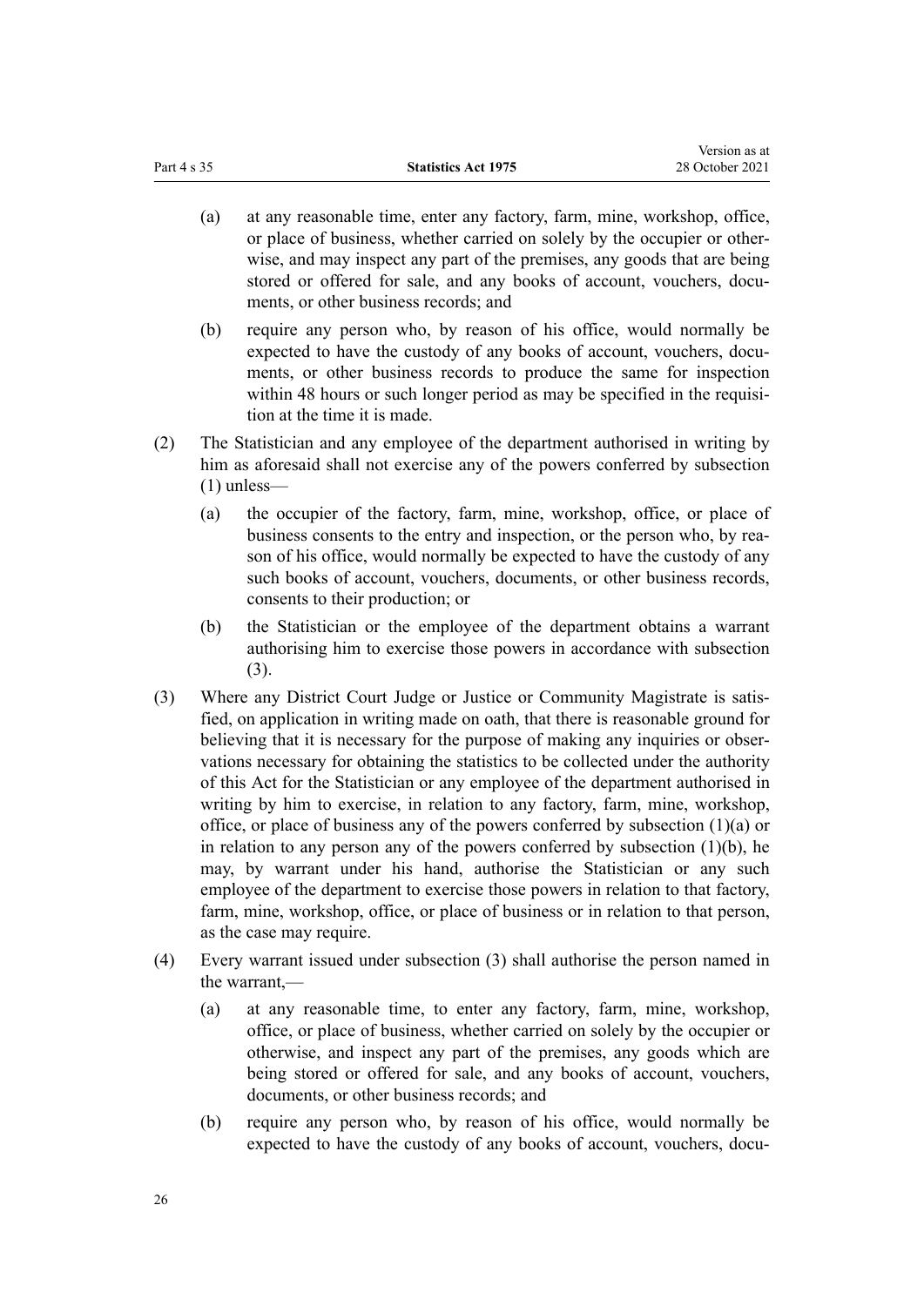(a) at any reasonable time, enter any factory, farm, mine, workshop, office, or place of business, whether carried on solely by the occupier or otherwise, and may inspect any part of the premises, any goods that are being stored or offered for sale, and any books of account, vouchers, documents, or other business records; and

(b) require any person who, by reason of his office, would normally be expected to have the custody of any books of account, vouchers, documents, or other business records to produce the same for inspection within 48 hours or such longer period as may be specified in the requisition at the time it is made.

(2) The Statistician and any employee of the department authorised in writing by him as aforesaid shall not exercise any of the powers conferred by subsection (1) unless—

(a) the occupier of the factory, farm, mine, workshop, office, or place of business consents to the entry and inspection, or the person who, by reason of his office, would normally be expected to have the custody of any such books of account, vouchers, documents, or other business records, consents to their production; or

(b) the Statistician or the employee of the department obtains a warrant authorising him to exercise those powers in accordance with subsection (3).

(3) Where any District Court Judge or Justice or Community Magistrate is satisfied, on application in writing made on oath, that there is reasonable ground for believing that it is necessary for the purpose of making any inquiries or observations necessary for obtaining the statistics to be collected under the authority of this Act for the Statistician or any employee of the department authorised in writing by him to exercise, in relation to any factory, farm, mine, workshop, office, or place of business any of the powers conferred by subsection (1)(a) or in relation to any person any of the powers conferred by subsection (1)(b), he may, by warrant under his hand, authorise the Statistician or any such employee of the department to exercise those powers in relation to that factory, farm, mine, workshop, office, or place of business or in relation to that person, as the case may require.

(4) Every warrant issued under subsection (3) shall authorise the person named in the warrant,—

(a) at any reasonable time, to enter any factory, farm, mine, workshop, office, or place of business, whether carried on solely by the occupier or otherwise, and inspect any part of the premises, any goods which are being stored or offered for sale, and any books of account, vouchers, documents, or other business records; and

(b) require any person who, by reason of his office, would normally be expected to have the custody of any books of account, vouchers, docu-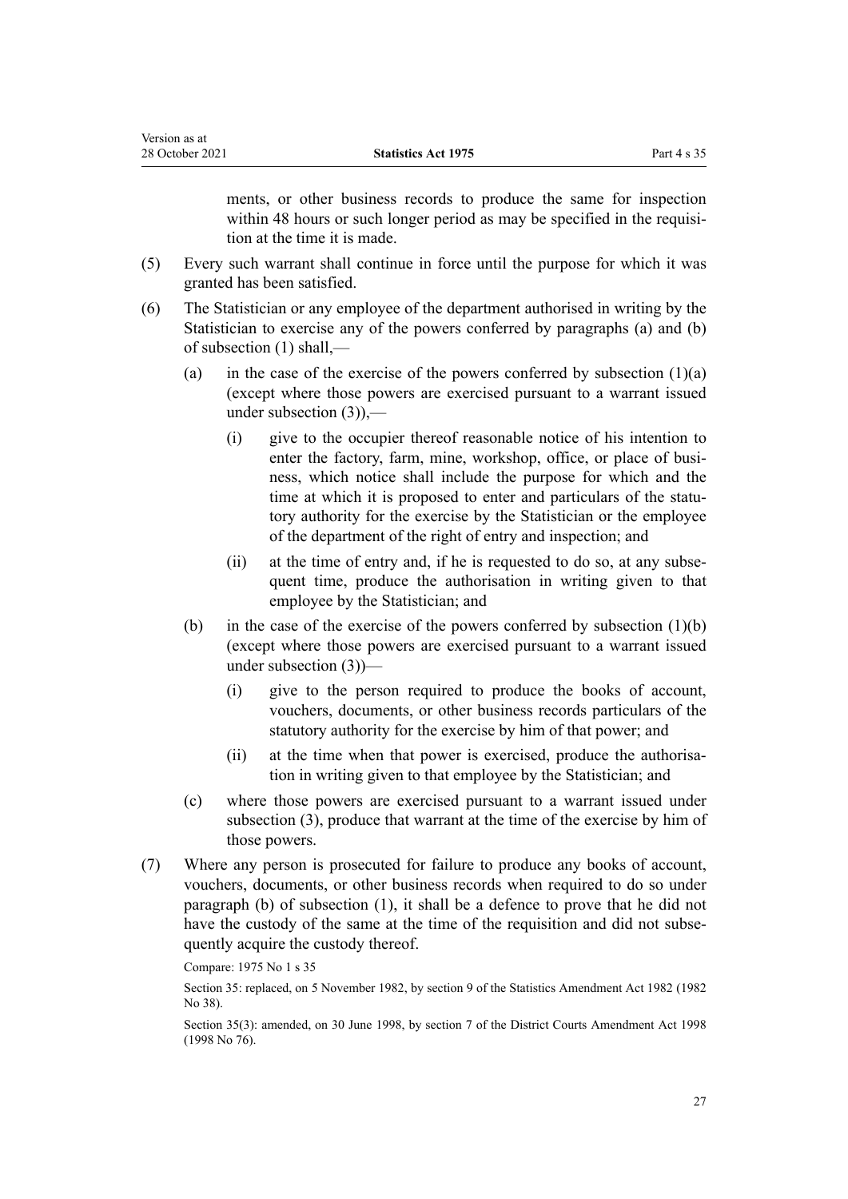ments, or other business records to produce the same for inspection within 48 hours or such longer period as may be specified in the requisition at the time it is made.

(5) Every such warrant shall continue in force until the purpose for which it was granted has been satisfied.

(6) The Statistician or any employee of the department authorised in writing by the Statistician to exercise any of the powers conferred by paragraphs (a) and (b) of subsection (1) shall,—

  (a) in the case of the exercise of the powers conferred by subsection (1)(a) (except where those powers are exercised pursuant to a warrant issued under subsection (3)),—

    (i) give to the occupier thereof reasonable notice of his intention to enter the factory, farm, mine, workshop, office, or place of business, which notice shall include the purpose for which and the time at which it is proposed to enter and particulars of the statutory authority for the exercise by the Statistician or the employee of the department of the right of entry and inspection; and

    (ii) at the time of entry and, if he is requested to do so, at any subsequent time, produce the authorisation in writing given to that employee by the Statistician; and

  (b) in the case of the exercise of the powers conferred by subsection (1)(b) (except where those powers are exercised pursuant to a warrant issued under subsection (3))—

    (i) give to the person required to produce the books of account, vouchers, documents, or other business records particulars of the statutory authority for the exercise by him of that power; and

    (ii) at the time when that power is exercised, produce the authorisation in writing given to that employee by the Statistician; and

  (c) where those powers are exercised pursuant to a warrant issued under subsection (3), produce that warrant at the time of the exercise by him of those powers.

(7) Where any person is prosecuted for failure to produce any books of account, vouchers, documents, or other business records when required to do so under paragraph (b) of subsection (1), it shall be a defence to prove that he did not have the custody of the same at the time of the requisition and did not subsequently acquire the custody thereof.

Compare: 1975 No 1 s 35

Section 35: replaced, on 5 November 1982, by section 9 of the Statistics Amendment Act 1982 (1982 No 38).

Section 35(3): amended, on 30 June 1998, by section 7 of the District Courts Amendment Act 1998 (1998 No 76).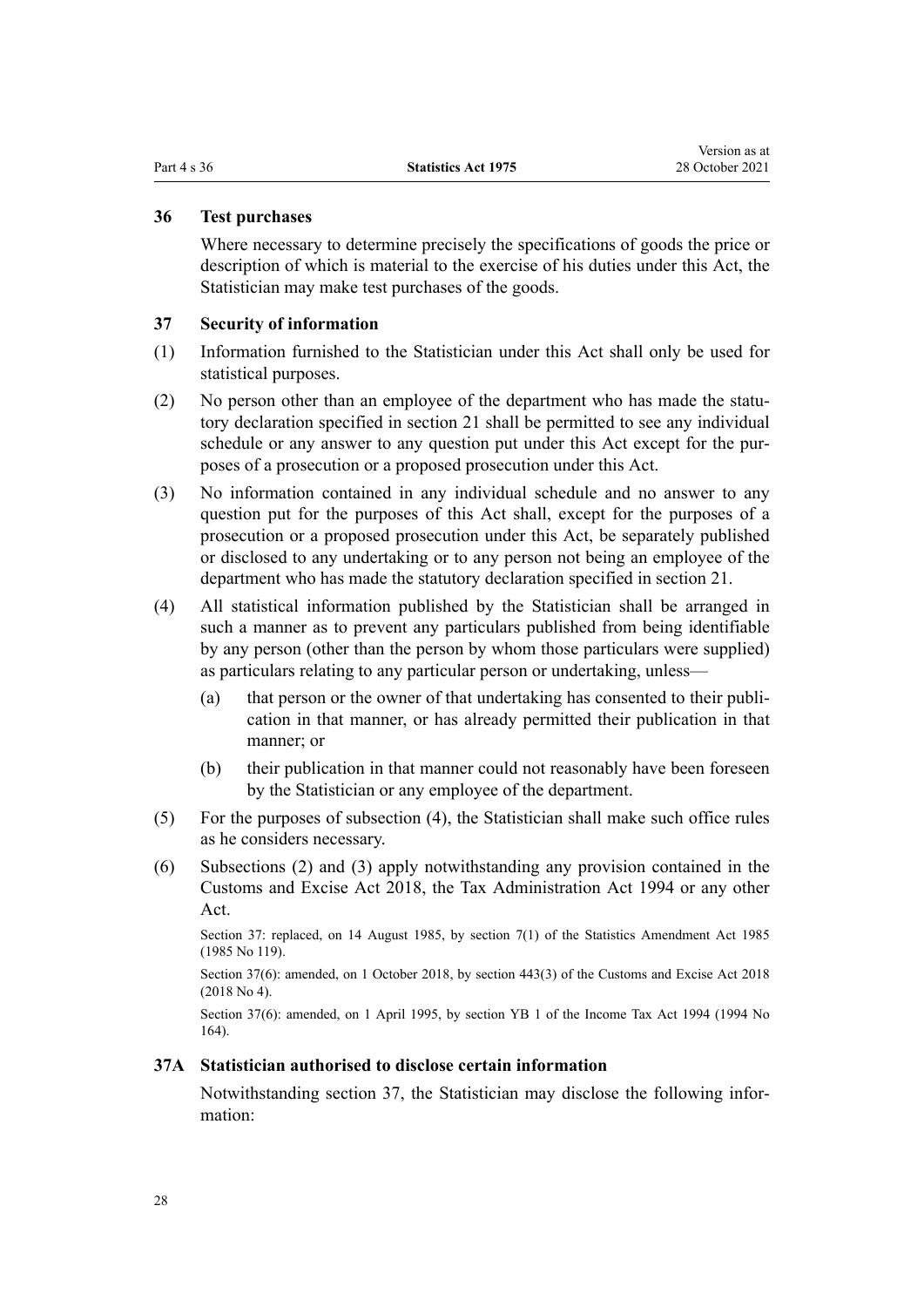### 36 Test purchases

Where necessary to determine precisely the specifications of goods the price or description of which is material to the exercise of his duties under this Act, the Statistician may make test purchases of the goods.

### 37 Security of information

(1) Information furnished to the Statistician under this Act shall only be used for statistical purposes.

(2) No person other than an employee of the department who has made the statutory declaration specified in section 21 shall be permitted to see any individual schedule or any answer to any question put under this Act except for the purposes of a prosecution or a proposed prosecution under this Act.

(3) No information contained in any individual schedule and no answer to any question put for the purposes of this Act shall, except for the purposes of a prosecution or a proposed prosecution under this Act, be separately published or disclosed to any undertaking or to any person not being an employee of the department who has made the statutory declaration specified in section 21.

(4) All statistical information published by the Statistician shall be arranged in such a manner as to prevent any particulars published from being identifiable by any person (other than the person by whom those particulars were supplied) as particulars relating to any particular person or undertaking, unless—

- (a) that person or the owner of that undertaking has consented to their publication in that manner, or has already permitted their publication in that manner; or
- (b) their publication in that manner could not reasonably have been foreseen by the Statistician or any employee of the department.

(5) For the purposes of subsection (4), the Statistician shall make such office rules as he considers necessary.

(6) Subsections (2) and (3) apply notwithstanding any provision contained in the Customs and Excise Act 2018, the Tax Administration Act 1994 or any other Act.

Section 37: replaced, on 14 August 1985, by section 7(1) of the Statistics Amendment Act 1985 (1985 No 119).

Section 37(6): amended, on 1 October 2018, by section 443(3) of the Customs and Excise Act 2018 (2018 No 4).

Section 37(6): amended, on 1 April 1995, by section YB 1 of the Income Tax Act 1994 (1994 No 164).

### 37A Statistician authorised to disclose certain information

Notwithstanding section 37, the Statistician may disclose the following information: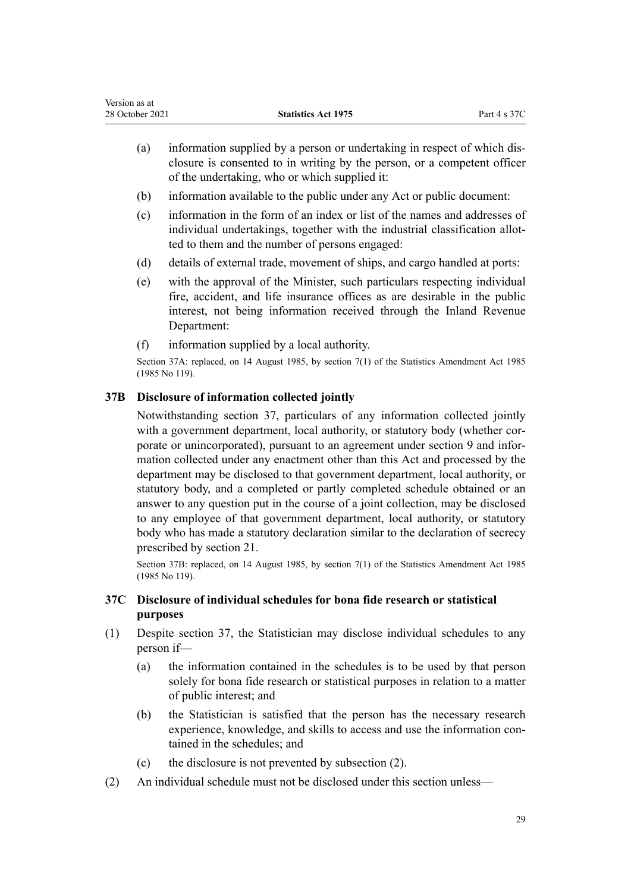(a) information supplied by a person or undertaking in respect of which disclosure is consented to in writing by the person, or a competent officer of the undertaking, who or which supplied it:

(b) information available to the public under any Act or public document:

(c) information in the form of an index or list of the names and addresses of individual undertakings, together with the industrial classification allotted to them and the number of persons engaged:

(d) details of external trade, movement of ships, and cargo handled at ports:

(e) with the approval of the Minister, such particulars respecting individual fire, accident, and life insurance offices as are desirable in the public interest, not being information received through the Inland Revenue Department:

(f) information supplied by a local authority.

Section 37A: replaced, on 14 August 1985, by section 7(1) of the Statistics Amendment Act 1985 (1985 No 119).

### 37B Disclosure of information collected jointly

Notwithstanding section 37, particulars of any information collected jointly with a government department, local authority, or statutory body (whether corporate or unincorporated), pursuant to an agreement under section 9 and information collected under any enactment other than this Act and processed by the department may be disclosed to that government department, local authority, or statutory body, and a completed or partly completed schedule obtained or an answer to any question put in the course of a joint collection, may be disclosed to any employee of that government department, local authority, or statutory body who has made a statutory declaration similar to the declaration of secrecy prescribed by section 21.

Section 37B: replaced, on 14 August 1985, by section 7(1) of the Statistics Amendment Act 1985 (1985 No 119).

### 37C Disclosure of individual schedules for bona fide research or statistical purposes

(1) Despite section 37, the Statistician may disclose individual schedules to any person if—

(a) the information contained in the schedules is to be used by that person solely for bona fide research or statistical purposes in relation to a matter of public interest; and

(b) the Statistician is satisfied that the person has the necessary research experience, knowledge, and skills to access and use the information contained in the schedules; and

(c) the disclosure is not prevented by subsection (2).

(2) An individual schedule must not be disclosed under this section unless—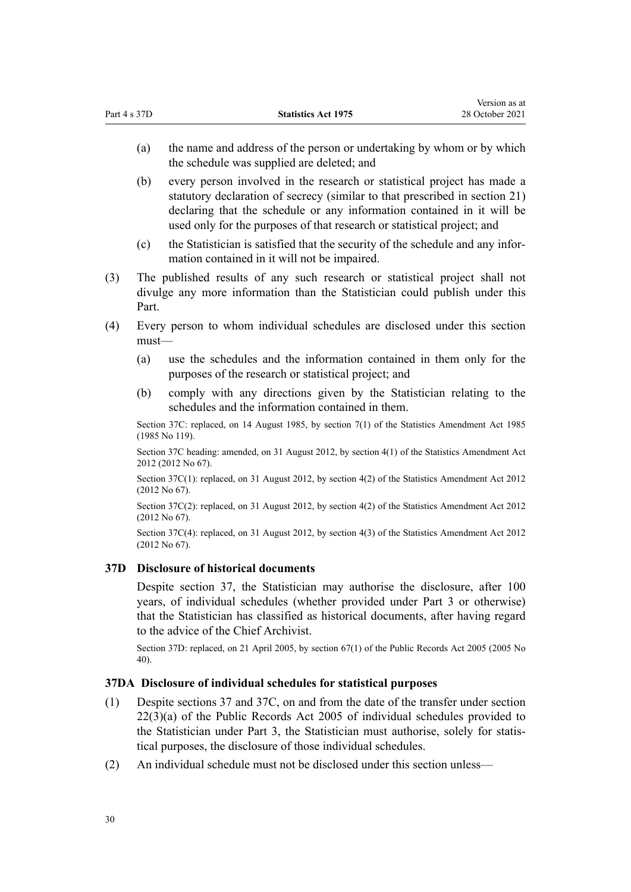(a) the name and address of the person or undertaking by whom or by which the schedule was supplied are deleted; and

(b) every person involved in the research or statistical project has made a statutory declaration of secrecy (similar to that prescribed in section 21) declaring that the schedule or any information contained in it will be used only for the purposes of that research or statistical project; and

(c) the Statistician is satisfied that the security of the schedule and any information contained in it will not be impaired.

(3) The published results of any such research or statistical project shall not divulge any more information than the Statistician could publish under this Part.

(4) Every person to whom individual schedules are disclosed under this section must—

(a) use the schedules and the information contained in them only for the purposes of the research or statistical project; and

(b) comply with any directions given by the Statistician relating to the schedules and the information contained in them.

Section 37C: replaced, on 14 August 1985, by section 7(1) of the Statistics Amendment Act 1985 (1985 No 119).

Section 37C heading: amended, on 31 August 2012, by section 4(1) of the Statistics Amendment Act 2012 (2012 No 67).

Section 37C(1): replaced, on 31 August 2012, by section 4(2) of the Statistics Amendment Act 2012 (2012 No 67).

Section 37C(2): replaced, on 31 August 2012, by section 4(2) of the Statistics Amendment Act 2012 (2012 No 67).

Section 37C(4): replaced, on 31 August 2012, by section 4(3) of the Statistics Amendment Act 2012 (2012 No 67).

### 37D Disclosure of historical documents

Despite section 37, the Statistician may authorise the disclosure, after 100 years, of individual schedules (whether provided under Part 3 or otherwise) that the Statistician has classified as historical documents, after having regard to the advice of the Chief Archivist.

Section 37D: replaced, on 21 April 2005, by section 67(1) of the Public Records Act 2005 (2005 No 40).

### 37DA Disclosure of individual schedules for statistical purposes

(1) Despite sections 37 and 37C, on and from the date of the transfer under section 22(3)(a) of the Public Records Act 2005 of individual schedules provided to the Statistician under Part 3, the Statistician must authorise, solely for statistical purposes, the disclosure of those individual schedules.

(2) An individual schedule must not be disclosed under this section unless—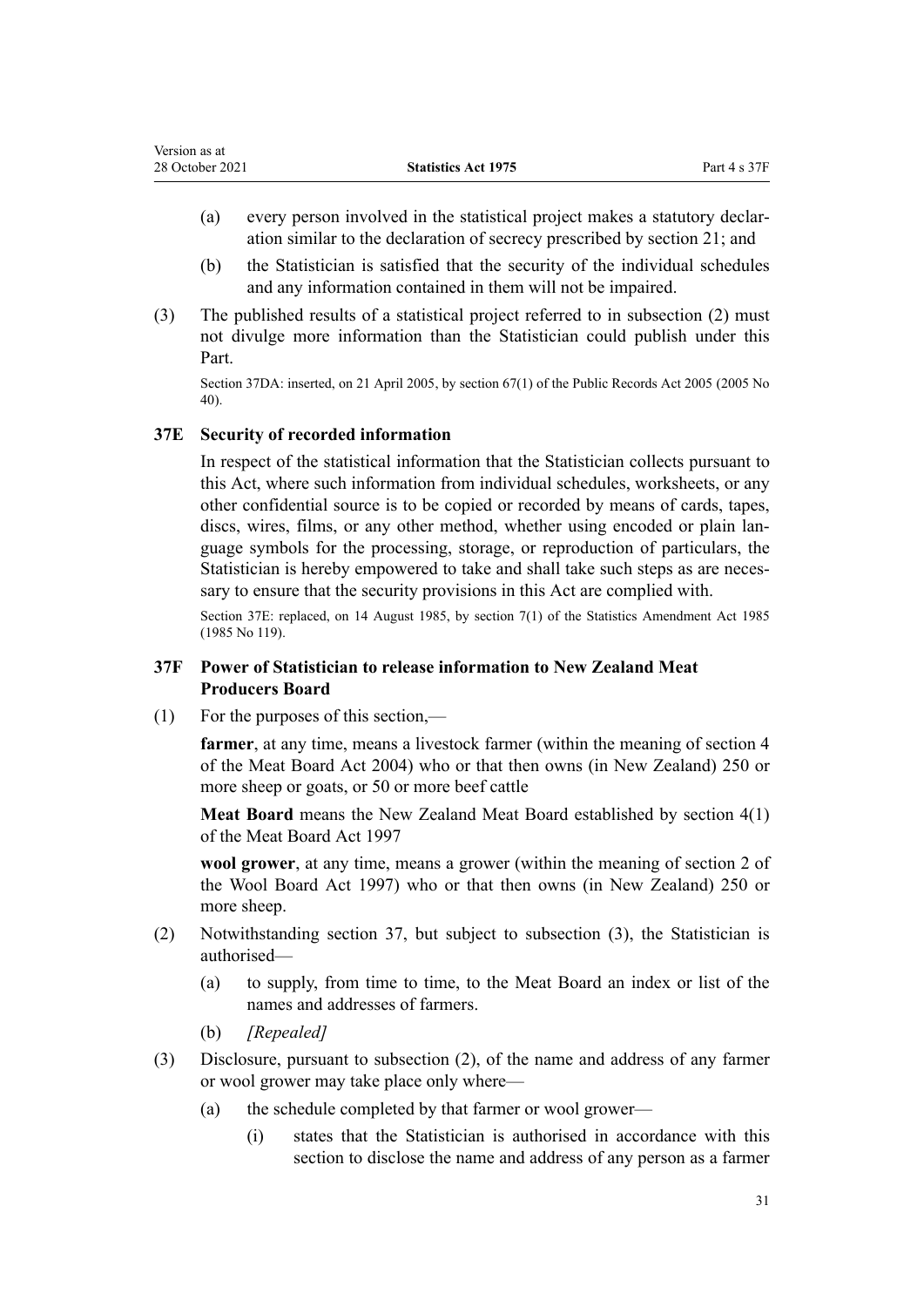(a) every person involved in the statistical project makes a statutory declaration similar to the declaration of secrecy prescribed by section 21; and

(b) the Statistician is satisfied that the security of the individual schedules and any information contained in them will not be impaired.

(3) The published results of a statistical project referred to in subsection (2) must not divulge more information than the Statistician could publish under this Part.

Section 37DA: inserted, on 21 April 2005, by section 67(1) of the Public Records Act 2005 (2005 No 40).

### 37E Security of recorded information

In respect of the statistical information that the Statistician collects pursuant to this Act, where such information from individual schedules, worksheets, or any other confidential source is to be copied or recorded by means of cards, tapes, discs, wires, films, or any other method, whether using encoded or plain language symbols for the processing, storage, or reproduction of particulars, the Statistician is hereby empowered to take and shall take such steps as are necessary to ensure that the security provisions in this Act are complied with.

Section 37E: replaced, on 14 August 1985, by section 7(1) of the Statistics Amendment Act 1985 (1985 No 119).

### 37F Power of Statistician to release information to New Zealand Meat Producers Board

(1) For the purposes of this section,—

**farmer**, at any time, means a livestock farmer (within the meaning of section 4 of the Meat Board Act 2004) who or that then owns (in New Zealand) 250 or more sheep or goats, or 50 or more beef cattle

**Meat Board** means the New Zealand Meat Board established by section 4(1) of the Meat Board Act 1997

**wool grower**, at any time, means a grower (within the meaning of section 2 of the Wool Board Act 1997) who or that then owns (in New Zealand) 250 or more sheep.

(2) Notwithstanding section 37, but subject to subsection (3), the Statistician is authorised—

(a) to supply, from time to time, to the Meat Board an index or list of the names and addresses of farmers.

(b) *[Repealed]*

(3) Disclosure, pursuant to subsection (2), of the name and address of any farmer or wool grower may take place only where—

(a) the schedule completed by that farmer or wool grower—

(i) states that the Statistician is authorised in accordance with this section to disclose the name and address of any person as a farmer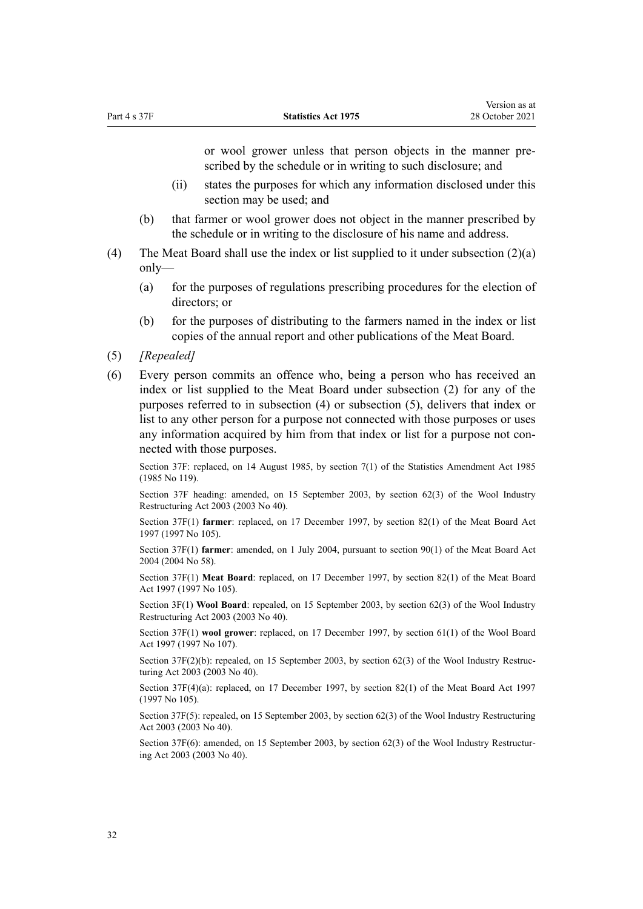or wool grower unless that person objects in the manner prescribed by the schedule or in writing to such disclosure; and

(ii) states the purposes for which any information disclosed under this section may be used; and

(b) that farmer or wool grower does not object in the manner prescribed by the schedule or in writing to the disclosure of his name and address.

(4) The Meat Board shall use the index or list supplied to it under subsection (2)(a) only—

(a) for the purposes of regulations prescribing procedures for the election of directors; or

(b) for the purposes of distributing to the farmers named in the index or list copies of the annual report and other publications of the Meat Board.

(5) *[Repealed]*

(6) Every person commits an offence who, being a person who has received an index or list supplied to the Meat Board under subsection (2) for any of the purposes referred to in subsection (4) or subsection (5), delivers that index or list to any other person for a purpose not connected with those purposes or uses any information acquired by him from that index or list for a purpose not connected with those purposes.

Section 37F: replaced, on 14 August 1985, by section 7(1) of the Statistics Amendment Act 1985 (1985 No 119).

Section 37F heading: amended, on 15 September 2003, by section 62(3) of the Wool Industry Restructuring Act 2003 (2003 No 40).

Section 37F(1) **farmer**: replaced, on 17 December 1997, by section 82(1) of the Meat Board Act 1997 (1997 No 105).

Section 37F(1) **farmer**: amended, on 1 July 2004, pursuant to section 90(1) of the Meat Board Act 2004 (2004 No 58).

Section 37F(1) **Meat Board**: replaced, on 17 December 1997, by section 82(1) of the Meat Board Act 1997 (1997 No 105).

Section 3F(1) **Wool Board**: repealed, on 15 September 2003, by section 62(3) of the Wool Industry Restructuring Act 2003 (2003 No 40).

Section 37F(1) **wool grower**: replaced, on 17 December 1997, by section 61(1) of the Wool Board Act 1997 (1997 No 107).

Section 37F(2)(b): repealed, on 15 September 2003, by section 62(3) of the Wool Industry Restructuring Act 2003 (2003 No 40).

Section 37F(4)(a): replaced, on 17 December 1997, by section 82(1) of the Meat Board Act 1997 (1997 No 105).

Section 37F(5): repealed, on 15 September 2003, by section 62(3) of the Wool Industry Restructuring Act 2003 (2003 No 40).

Section 37F(6): amended, on 15 September 2003, by section 62(3) of the Wool Industry Restructuring Act 2003 (2003 No 40).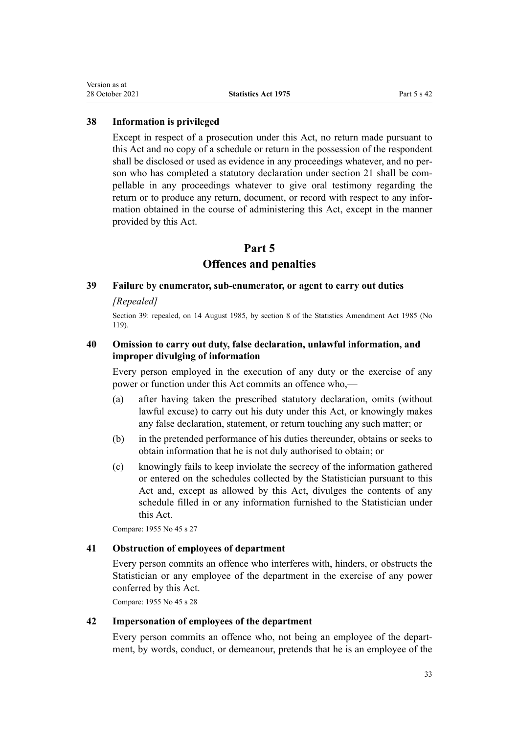### 38 Information is privileged

Except in respect of a prosecution under this Act, no return made pursuant to this Act and no copy of a schedule or return in the possession of the respondent shall be disclosed or used as evidence in any proceedings whatever, and no person who has completed a statutory declaration under section 21 shall be compellable in any proceedings whatever to give oral testimony regarding the return or to produce any return, document, or record with respect to any information obtained in the course of administering this Act, except in the manner provided by this Act.

## Part 5
## Offences and penalties

### 39 Failure by enumerator, sub-enumerator, or agent to carry out duties

*[Repealed]*

Section 39: repealed, on 14 August 1985, by section 8 of the Statistics Amendment Act 1985 (No 119).

### 40 Omission to carry out duty, false declaration, unlawful information, and improper divulging of information

Every person employed in the execution of any duty or the exercise of any power or function under this Act commits an offence who,—

(a) after having taken the prescribed statutory declaration, omits (without lawful excuse) to carry out his duty under this Act, or knowingly makes any false declaration, statement, or return touching any such matter; or

(b) in the pretended performance of his duties thereunder, obtains or seeks to obtain information that he is not duly authorised to obtain; or

(c) knowingly fails to keep inviolate the secrecy of the information gathered or entered on the schedules collected by the Statistician pursuant to this Act and, except as allowed by this Act, divulges the contents of any schedule filled in or any information furnished to the Statistician under this Act.

Compare: 1955 No 45 s 27

### 41 Obstruction of employees of department

Every person commits an offence who interferes with, hinders, or obstructs the Statistician or any employee of the department in the exercise of any power conferred by this Act.

Compare: 1955 No 45 s 28

### 42 Impersonation of employees of the department

Every person commits an offence who, not being an employee of the department, by words, conduct, or demeanour, pretends that he is an employee of the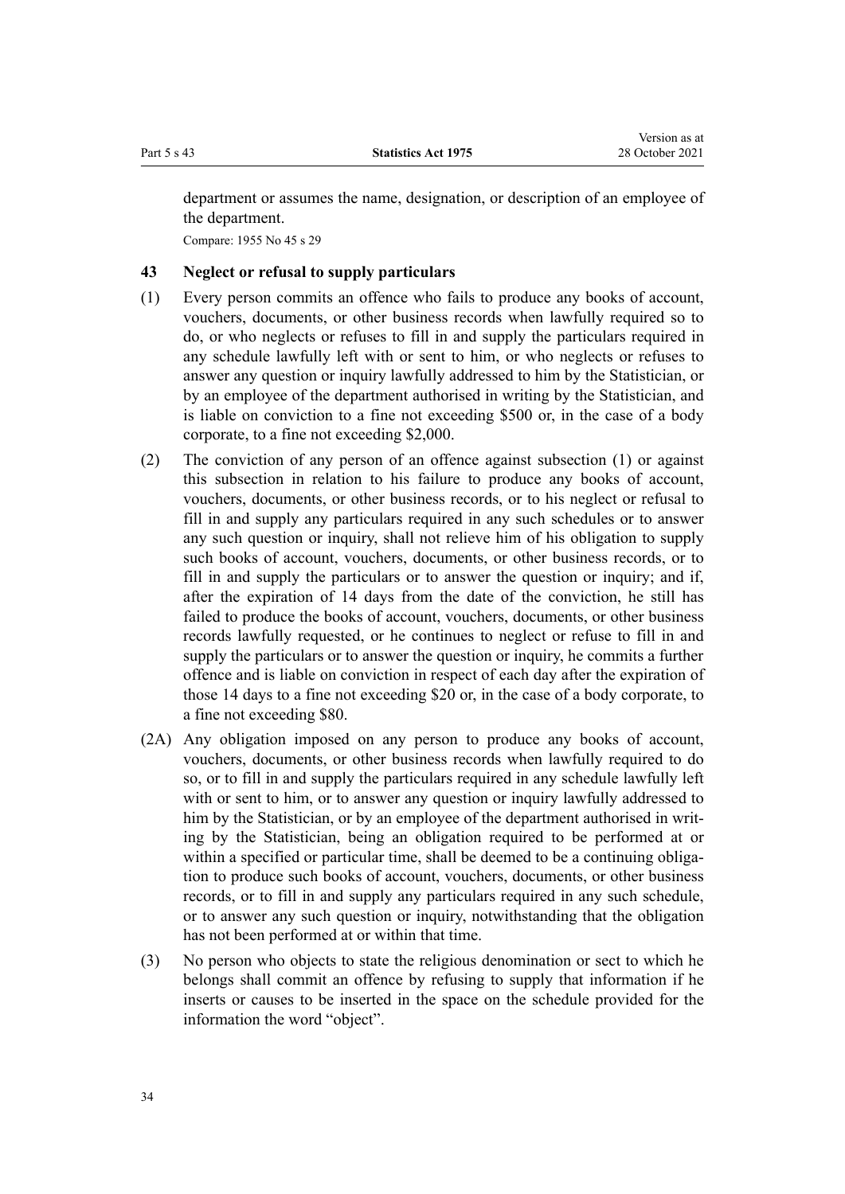department or assumes the name, designation, or description of an employee of the department.

Compare: 1955 No 45 s 29

### 43 Neglect or refusal to supply particulars

(1) Every person commits an offence who fails to produce any books of account, vouchers, documents, or other business records when lawfully required so to do, or who neglects or refuses to fill in and supply the particulars required in any schedule lawfully left with or sent to him, or who neglects or refuses to answer any question or inquiry lawfully addressed to him by the Statistician, or by an employee of the department authorised in writing by the Statistician, and is liable on conviction to a fine not exceeding $500 or, in the case of a body corporate, to a fine not exceeding $2,000.

(2) The conviction of any person of an offence against subsection (1) or against this subsection in relation to his failure to produce any books of account, vouchers, documents, or other business records, or to his neglect or refusal to fill in and supply any particulars required in any such schedules or to answer any such question or inquiry, shall not relieve him of his obligation to supply such books of account, vouchers, documents, or other business records, or to fill in and supply the particulars or to answer the question or inquiry; and if, after the expiration of 14 days from the date of the conviction, he still has failed to produce the books of account, vouchers, documents, or other business records lawfully requested, or he continues to neglect or refuse to fill in and supply the particulars or to answer the question or inquiry, he commits a further offence and is liable on conviction in respect of each day after the expiration of those 14 days to a fine not exceeding $20 or, in the case of a body corporate, to a fine not exceeding $80.

(2A) Any obligation imposed on any person to produce any books of account, vouchers, documents, or other business records when lawfully required to do so, or to fill in and supply the particulars required in any schedule lawfully left with or sent to him, or to answer any question or inquiry lawfully addressed to him by the Statistician, or by an employee of the department authorised in writing by the Statistician, being an obligation required to be performed at or within a specified or particular time, shall be deemed to be a continuing obligation to produce such books of account, vouchers, documents, or other business records, or to fill in and supply any particulars required in any such schedule, or to answer any such question or inquiry, notwithstanding that the obligation has not been performed at or within that time.

(3) No person who objects to state the religious denomination or sect to which he belongs shall commit an offence by refusing to supply that information if he inserts or causes to be inserted in the space on the schedule provided for the information the word "object".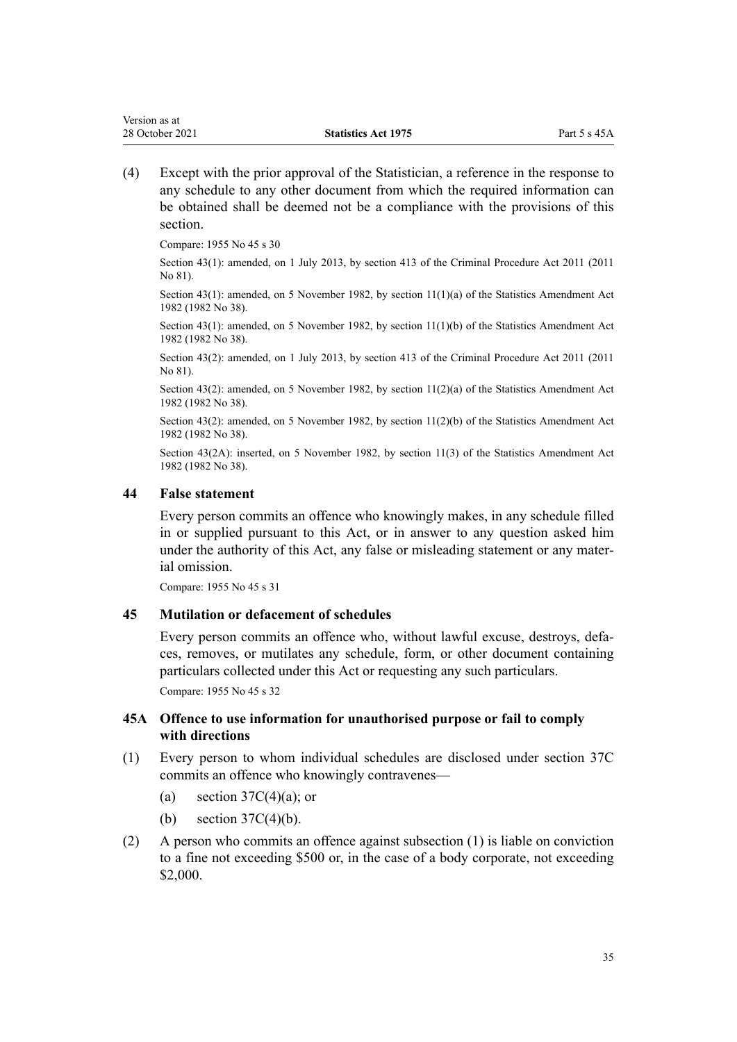(4) Except with the prior approval of the Statistician, a reference in the response to any schedule to any other document from which the required information can be obtained shall be deemed not be a compliance with the provisions of this section.

Compare: 1955 No 45 s 30

Section 43(1): amended, on 1 July 2013, by section 413 of the Criminal Procedure Act 2011 (2011 No 81).

Section 43(1): amended, on 5 November 1982, by section 11(1)(a) of the Statistics Amendment Act 1982 (1982 No 38).

Section 43(1): amended, on 5 November 1982, by section 11(1)(b) of the Statistics Amendment Act 1982 (1982 No 38).

Section 43(2): amended, on 1 July 2013, by section 413 of the Criminal Procedure Act 2011 (2011 No 81).

Section 43(2): amended, on 5 November 1982, by section 11(2)(a) of the Statistics Amendment Act 1982 (1982 No 38).

Section 43(2): amended, on 5 November 1982, by section 11(2)(b) of the Statistics Amendment Act 1982 (1982 No 38).

Section 43(2A): inserted, on 5 November 1982, by section 11(3) of the Statistics Amendment Act 1982 (1982 No 38).

### 44 False statement

Every person commits an offence who knowingly makes, in any schedule filled in or supplied pursuant to this Act, or in answer to any question asked him under the authority of this Act, any false or misleading statement or any material omission.

Compare: 1955 No 45 s 31

### 45 Mutilation or defacement of schedules

Every person commits an offence who, without lawful excuse, destroys, defaces, removes, or mutilates any schedule, form, or other document containing particulars collected under this Act or requesting any such particulars.

Compare: 1955 No 45 s 32

### 45A Offence to use information for unauthorised purpose or fail to comply with directions

(1) Every person to whom individual schedules are disclosed under section 37C commits an offence who knowingly contravenes—

(a) section 37C(4)(a); or

(b) section 37C(4)(b).

(2) A person who commits an offence against subsection (1) is liable on conviction to a fine not exceeding $500 or, in the case of a body corporate, not exceeding $2,000.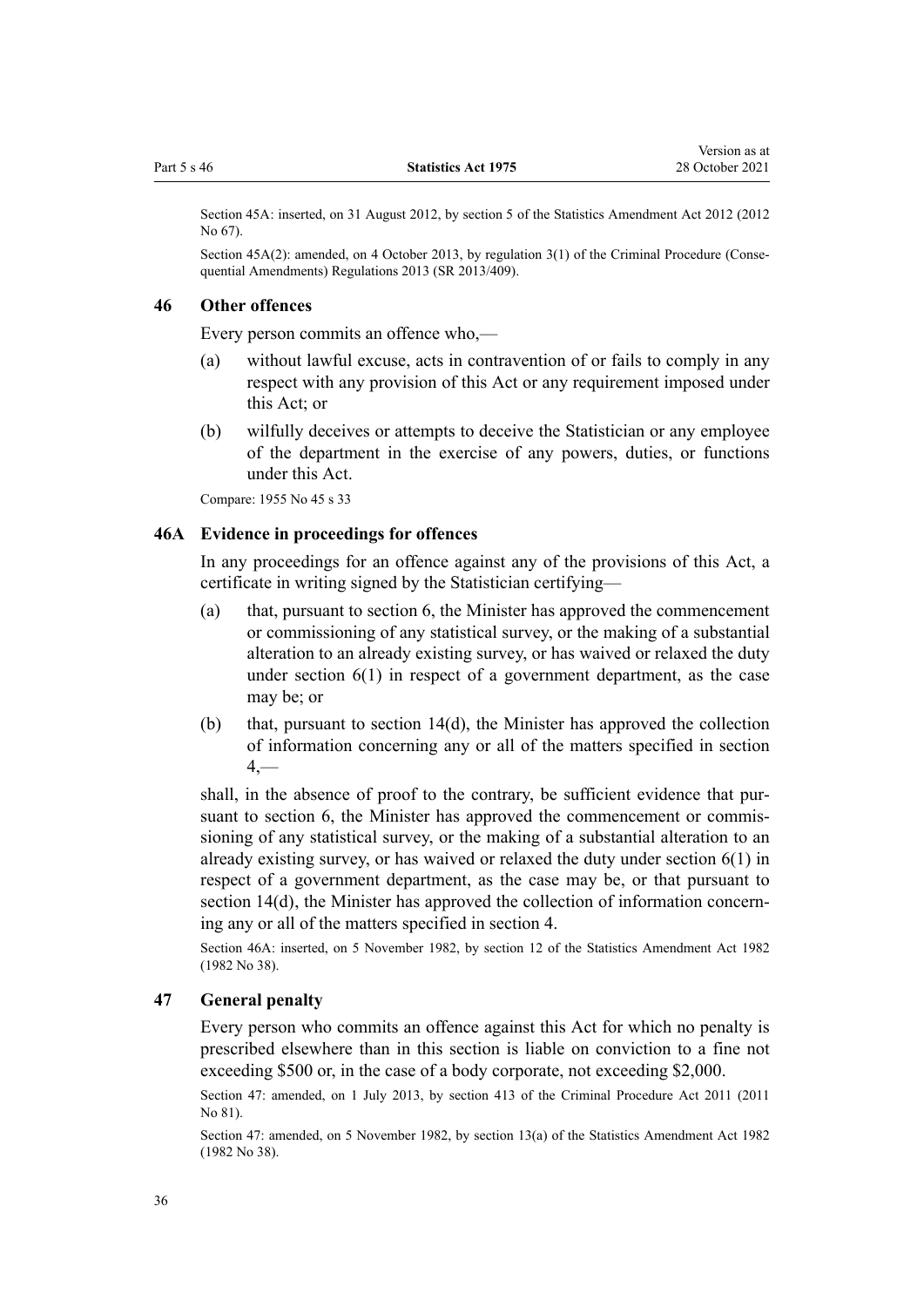Section 45A: inserted, on 31 August 2012, by section 5 of the Statistics Amendment Act 2012 (2012 No 67).

Section 45A(2): amended, on 4 October 2013, by regulation 3(1) of the Criminal Procedure (Consequential Amendments) Regulations 2013 (SR 2013/409).

### 46 Other offences

Every person commits an offence who,—

(a) without lawful excuse, acts in contravention of or fails to comply in any respect with any provision of this Act or any requirement imposed under this Act; or

(b) wilfully deceives or attempts to deceive the Statistician or any employee of the department in the exercise of any powers, duties, or functions under this Act.

Compare: 1955 No 45 s 33

### 46A Evidence in proceedings for offences

In any proceedings for an offence against any of the provisions of this Act, a certificate in writing signed by the Statistician certifying—

(a) that, pursuant to section 6, the Minister has approved the commencement or commissioning of any statistical survey, or the making of a substantial alteration to an already existing survey, or has waived or relaxed the duty under section 6(1) in respect of a government department, as the case may be; or

(b) that, pursuant to section 14(d), the Minister has approved the collection of information concerning any or all of the matters specified in section 4,—

shall, in the absence of proof to the contrary, be sufficient evidence that pursuant to section 6, the Minister has approved the commencement or commissioning of any statistical survey, or the making of a substantial alteration to an already existing survey, or has waived or relaxed the duty under section 6(1) in respect of a government department, as the case may be, or that pursuant to section 14(d), the Minister has approved the collection of information concerning any or all of the matters specified in section 4.

Section 46A: inserted, on 5 November 1982, by section 12 of the Statistics Amendment Act 1982 (1982 No 38).

### 47 General penalty

Every person who commits an offence against this Act for which no penalty is prescribed elsewhere than in this section is liable on conviction to a fine not exceeding $500 or, in the case of a body corporate, not exceeding $2,000.

Section 47: amended, on 1 July 2013, by section 413 of the Criminal Procedure Act 2011 (2011 No 81).

Section 47: amended, on 5 November 1982, by section 13(a) of the Statistics Amendment Act 1982 (1982 No 38).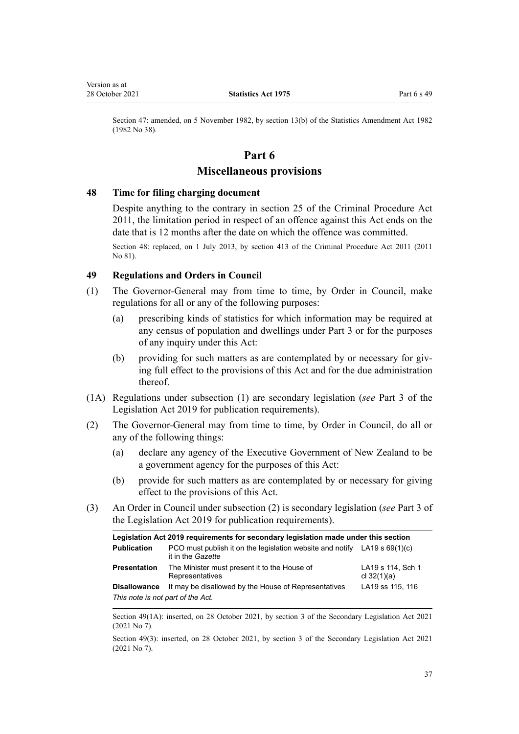Section 47: amended, on 5 November 1982, by section 13(b) of the Statistics Amendment Act 1982 (1982 No 38).

# Part 6
# Miscellaneous provisions

### 48 Time for filing charging document

Despite anything to the contrary in section 25 of the Criminal Procedure Act 2011, the limitation period in respect of an offence against this Act ends on the date that is 12 months after the date on which the offence was committed.

Section 48: replaced, on 1 July 2013, by section 413 of the Criminal Procedure Act 2011 (2011 No 81).

### 49 Regulations and Orders in Council

(1) The Governor-General may from time to time, by Order in Council, make regulations for all or any of the following purposes:

- (a) prescribing kinds of statistics for which information may be required at any census of population and dwellings under Part 3 or for the purposes of any inquiry under this Act:
- (b) providing for such matters as are contemplated by or necessary for giving full effect to the provisions of this Act and for the due administration thereof.

(1A) Regulations under subsection (1) are secondary legislation (*see* Part 3 of the Legislation Act 2019 for publication requirements).

(2) The Governor-General may from time to time, by Order in Council, do all or any of the following things:

- (a) declare any agency of the Executive Government of New Zealand to be a government agency for the purposes of this Act:
- (b) provide for such matters as are contemplated by or necessary for giving effect to the provisions of this Act.

(3) An Order in Council under subsection (2) is secondary legislation (*see* Part 3 of the Legislation Act 2019 for publication requirements).

| **Legislation Act 2019 requirements for secondary legislation made under this section** | | |
|---|---|---|
| **Publication** | PCO must publish it on the legislation website and notify it in the *Gazette* | LA19 s 69(1)(c) |
| **Presentation** | The Minister must present it to the House of Representatives | LA19 s 114, Sch 1 cl 32(1)(a) |
| **Disallowance** | It may be disallowed by the House of Representatives | LA19 ss 115, 116 |
| *This note is not part of the Act.* | | |

Section 49(1A): inserted, on 28 October 2021, by section 3 of the Secondary Legislation Act 2021 (2021 No 7).

Section 49(3): inserted, on 28 October 2021, by section 3 of the Secondary Legislation Act 2021 (2021 No 7).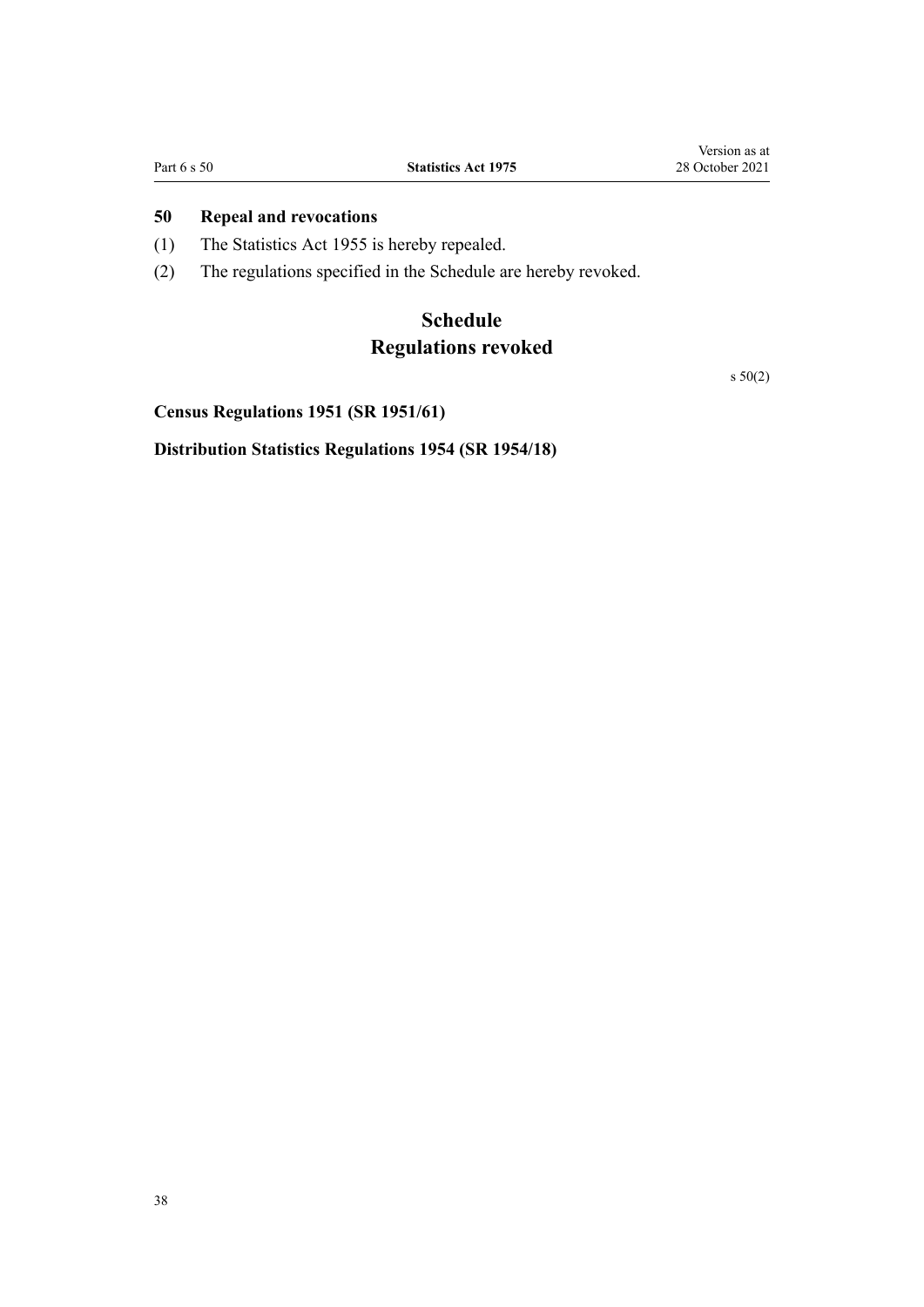## 50 Repeal and revocations

(1) The Statistics Act 1955 is hereby repealed.

(2) The regulations specified in the Schedule are hereby revoked.

# Schedule
# Regulations revoked

s 50(2)

**Census Regulations 1951 (SR 1951/61)**

**Distribution Statistics Regulations 1954 (SR 1954/18)**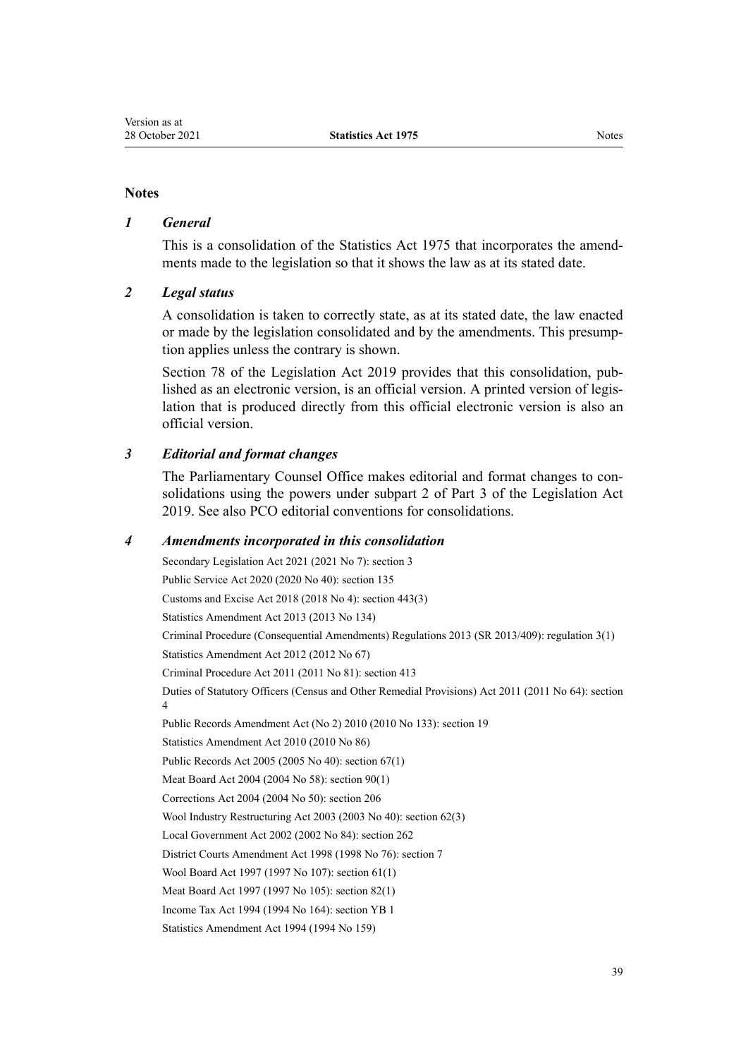## Notes

### *1 General*

This is a consolidation of the Statistics Act 1975 that incorporates the amendments made to the legislation so that it shows the law as at its stated date.

### *2 Legal status*

A consolidation is taken to correctly state, as at its stated date, the law enacted or made by the legislation consolidated and by the amendments. This presumption applies unless the contrary is shown.

Section 78 of the Legislation Act 2019 provides that this consolidation, published as an electronic version, is an official version. A printed version of legislation that is produced directly from this official electronic version is also an official version.

### *3 Editorial and format changes*

The Parliamentary Counsel Office makes editorial and format changes to consolidations using the powers under subpart 2 of Part 3 of the Legislation Act 2019. See also PCO editorial conventions for consolidations.

### *4 Amendments incorporated in this consolidation*

Secondary Legislation Act 2021 (2021 No 7): section 3

Public Service Act 2020 (2020 No 40): section 135

Customs and Excise Act 2018 (2018 No 4): section 443(3)

Statistics Amendment Act 2013 (2013 No 134)

Criminal Procedure (Consequential Amendments) Regulations 2013 (SR 2013/409): regulation 3(1)

Statistics Amendment Act 2012 (2012 No 67)

Criminal Procedure Act 2011 (2011 No 81): section 413

Duties of Statutory Officers (Census and Other Remedial Provisions) Act 2011 (2011 No 64): section 4

Public Records Amendment Act (No 2) 2010 (2010 No 133): section 19

Statistics Amendment Act 2010 (2010 No 86)

Public Records Act 2005 (2005 No 40): section 67(1)

Meat Board Act 2004 (2004 No 58): section 90(1)

Corrections Act 2004 (2004 No 50): section 206

Wool Industry Restructuring Act 2003 (2003 No 40): section 62(3)

Local Government Act 2002 (2002 No 84): section 262

District Courts Amendment Act 1998 (1998 No 76): section 7

Wool Board Act 1997 (1997 No 107): section 61(1)

Meat Board Act 1997 (1997 No 105): section 82(1)

Income Tax Act 1994 (1994 No 164): section YB 1

Statistics Amendment Act 1994 (1994 No 159)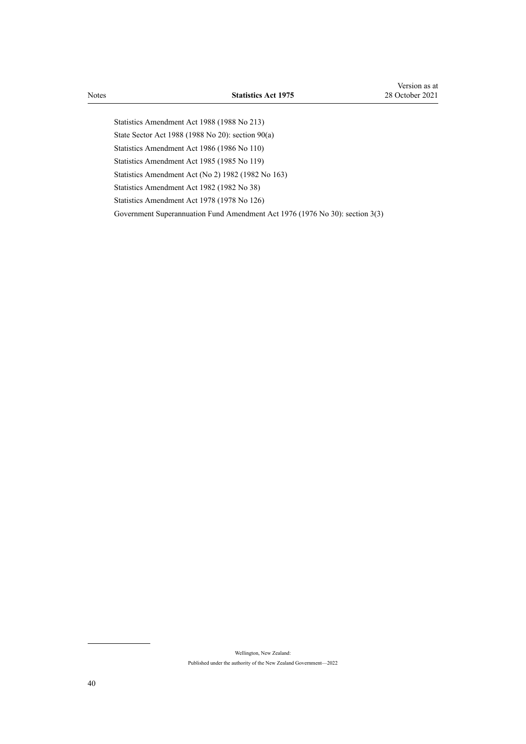Statistics Amendment Act 1988 (1988 No 213)

State Sector Act 1988 (1988 No 20): section 90(a)

Statistics Amendment Act 1986 (1986 No 110)

Statistics Amendment Act 1985 (1985 No 119)

Statistics Amendment Act (No 2) 1982 (1982 No 163)

Statistics Amendment Act 1982 (1982 No 38)

Statistics Amendment Act 1978 (1978 No 126)

Government Superannuation Fund Amendment Act 1976 (1976 No 30): section 3(3)

Wellington, New Zealand:

Published under the authority of the New Zealand Government—2022